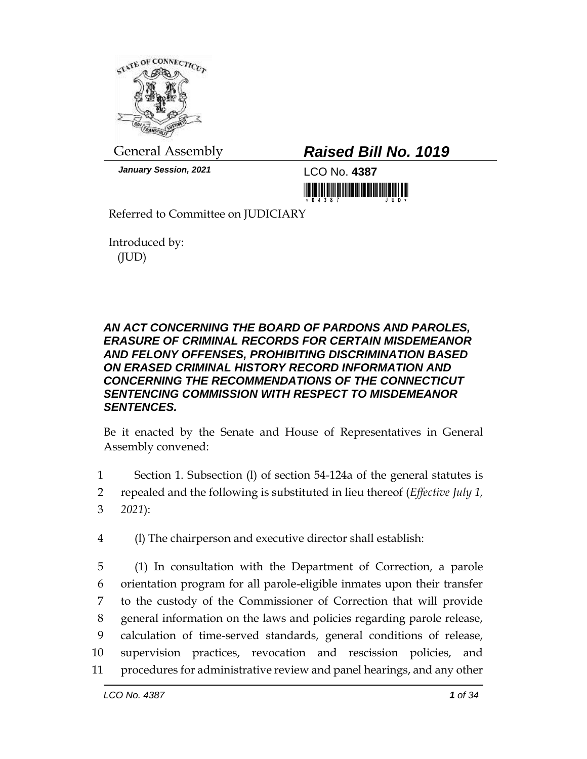General Assembly

***January Session, 2021***

# ***Raised Bill No. 1019***

LCO No. **4387**

Referred to Committee on JUDICIARY

Introduced by:
(JUD)

***AN ACT CONCERNING THE BOARD OF PARDONS AND PAROLES, ERASURE OF CRIMINAL RECORDS FOR CERTAIN MISDEMEANOR AND FELONY OFFENSES, PROHIBITING DISCRIMINATION BASED ON ERASED CRIMINAL HISTORY RECORD INFORMATION AND CONCERNING THE RECOMMENDATIONS OF THE CONNECTICUT SENTENCING COMMISSION WITH RESPECT TO MISDEMEANOR SENTENCES.***

Be it enacted by the Senate and House of Representatives in General Assembly convened:

1 Section 1. Subsection (l) of section 54-124a of the general statutes is
2 repealed and the following is substituted in lieu thereof (*Effective July 1,*
3 *2021*):

4 (l) The chairperson and executive director shall establish:

5 (1) In consultation with the Department of Correction, a parole
6 orientation program for all parole-eligible inmates upon their transfer
7 to the custody of the Commissioner of Correction that will provide
8 general information on the laws and policies regarding parole release,
9 calculation of time-served standards, general conditions of release,
10 supervision practices, revocation and rescission policies, and
11 procedures for administrative review and panel hearings, and any other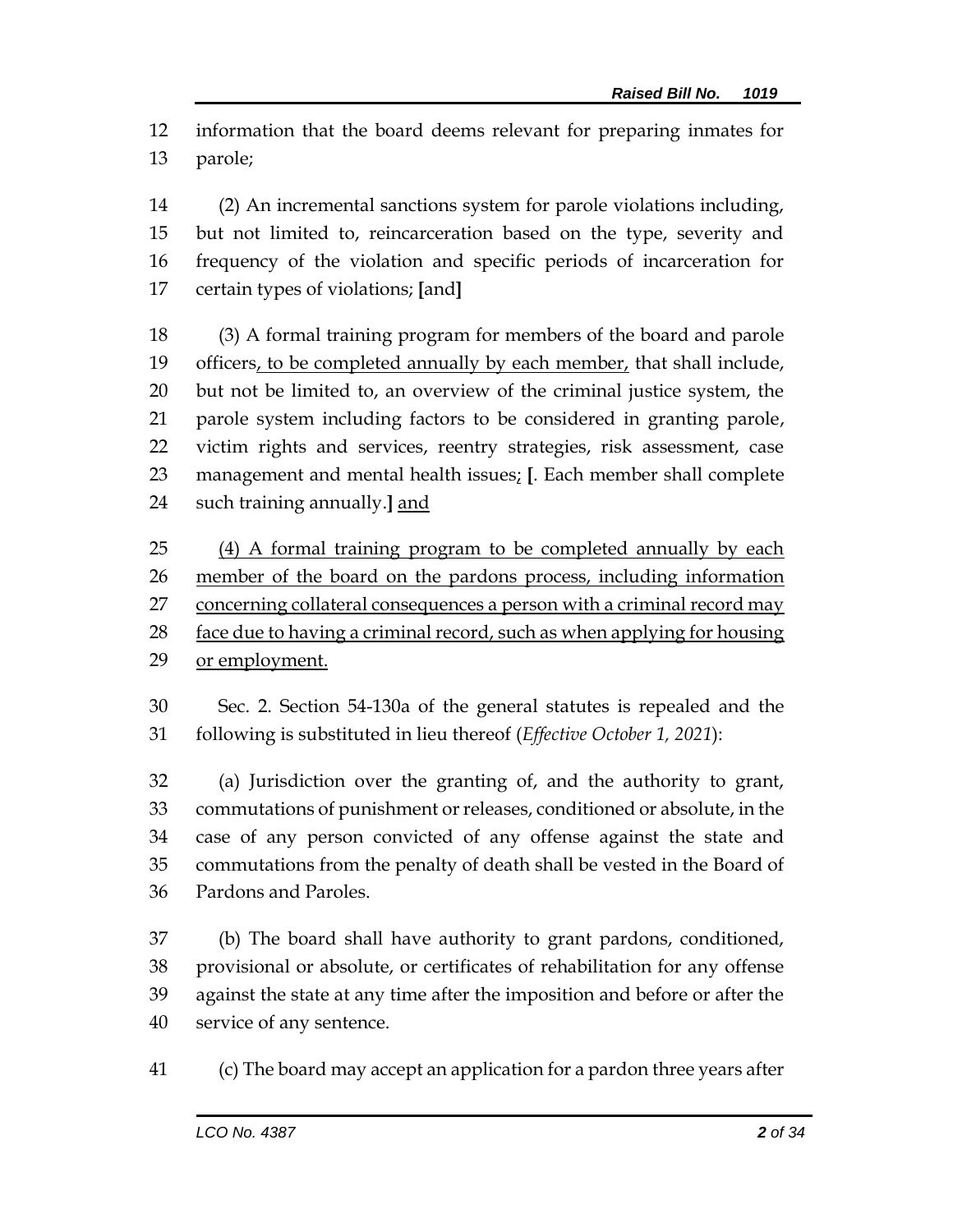information that the board deems relevant for preparing inmates for parole;

(2) An incremental sanctions system for parole violations including, but not limited to, reincarceration based on the type, severity and frequency of the violation and specific periods of incarceration for certain types of violations; [and]

(3) A formal training program for members of the board and parole officers<u>, to be completed annually by each member,</u> that shall include, but not be limited to, an overview of the criminal justice system, the parole system including factors to be considered in granting parole, victim rights and services, reentry strategies, risk assessment, case management and mental health issues<u>;</u> [. Each member shall complete such training annually.] <u>and</u>

<u>(4) A formal training program to be completed annually by each member of the board on the pardons process, including information concerning collateral consequences a person with a criminal record may face due to having a criminal record, such as when applying for housing or employment.</u>

Sec. 2. Section 54-130a of the general statutes is repealed and the following is substituted in lieu thereof (*Effective October 1, 2021*):

(a) Jurisdiction over the granting of, and the authority to grant, commutations of punishment or releases, conditioned or absolute, in the case of any person convicted of any offense against the state and commutations from the penalty of death shall be vested in the Board of Pardons and Paroles.

(b) The board shall have authority to grant pardons, conditioned, provisional or absolute, or certificates of rehabilitation for any offense against the state at any time after the imposition and before or after the service of any sentence.

(c) The board may accept an application for a pardon three years after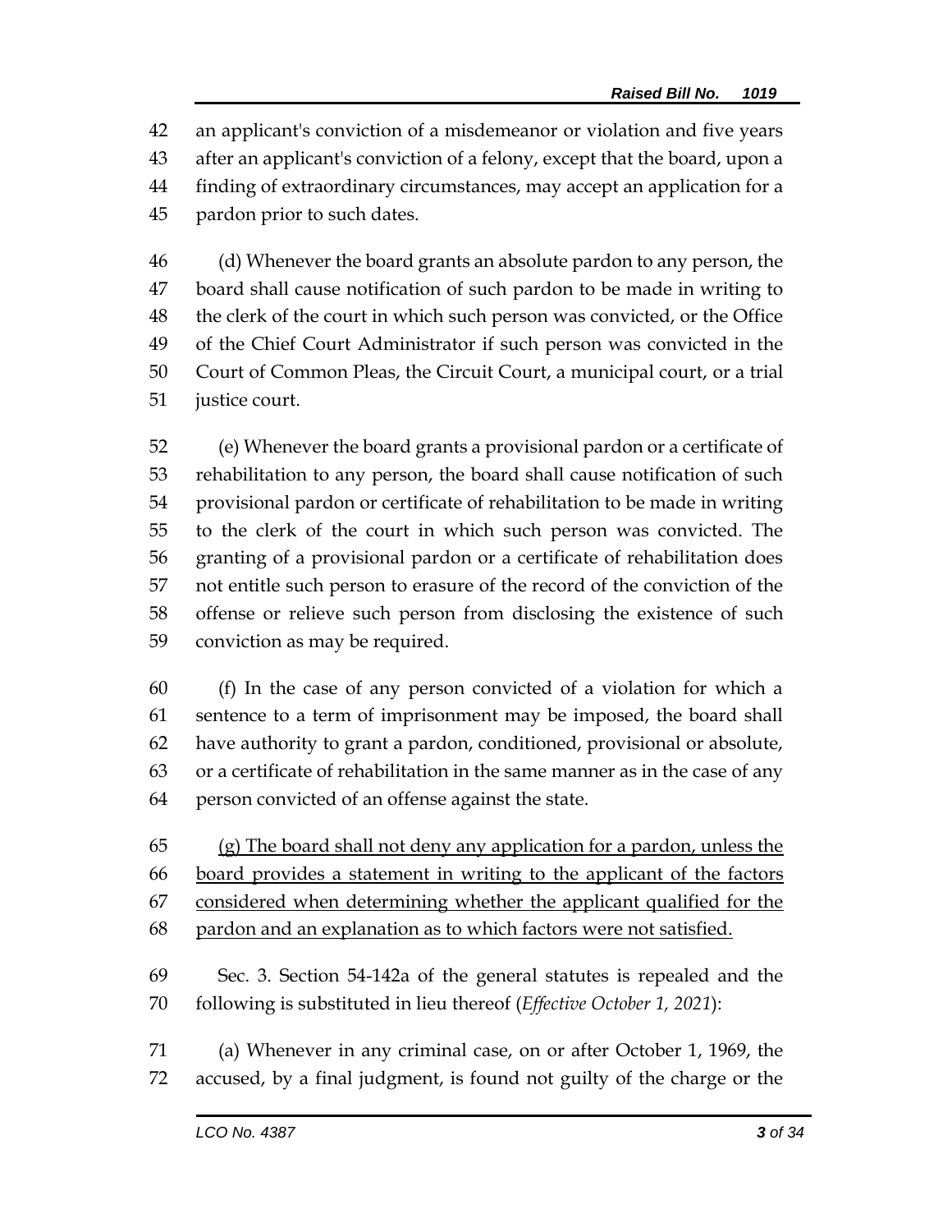an applicant's conviction of a misdemeanor or violation and five years after an applicant's conviction of a felony, except that the board, upon a finding of extraordinary circumstances, may accept an application for a pardon prior to such dates.

(d) Whenever the board grants an absolute pardon to any person, the board shall cause notification of such pardon to be made in writing to the clerk of the court in which such person was convicted, or the Office of the Chief Court Administrator if such person was convicted in the Court of Common Pleas, the Circuit Court, a municipal court, or a trial justice court.

(e) Whenever the board grants a provisional pardon or a certificate of rehabilitation to any person, the board shall cause notification of such provisional pardon or certificate of rehabilitation to be made in writing to the clerk of the court in which such person was convicted. The granting of a provisional pardon or a certificate of rehabilitation does not entitle such person to erasure of the record of the conviction of the offense or relieve such person from disclosing the existence of such conviction as may be required.

(f) In the case of any person convicted of a violation for which a sentence to a term of imprisonment may be imposed, the board shall have authority to grant a pardon, conditioned, provisional or absolute, or a certificate of rehabilitation in the same manner as in the case of any person convicted of an offense against the state.

<u>(g) The board shall not deny any application for a pardon, unless the board provides a statement in writing to the applicant of the factors considered when determining whether the applicant qualified for the pardon and an explanation as to which factors were not satisfied.</u>

Sec. 3. Section 54-142a of the general statutes is repealed and the following is substituted in lieu thereof (*Effective October 1, 2021*):

(a) Whenever in any criminal case, on or after October 1, 1969, the accused, by a final judgment, is found not guilty of the charge or the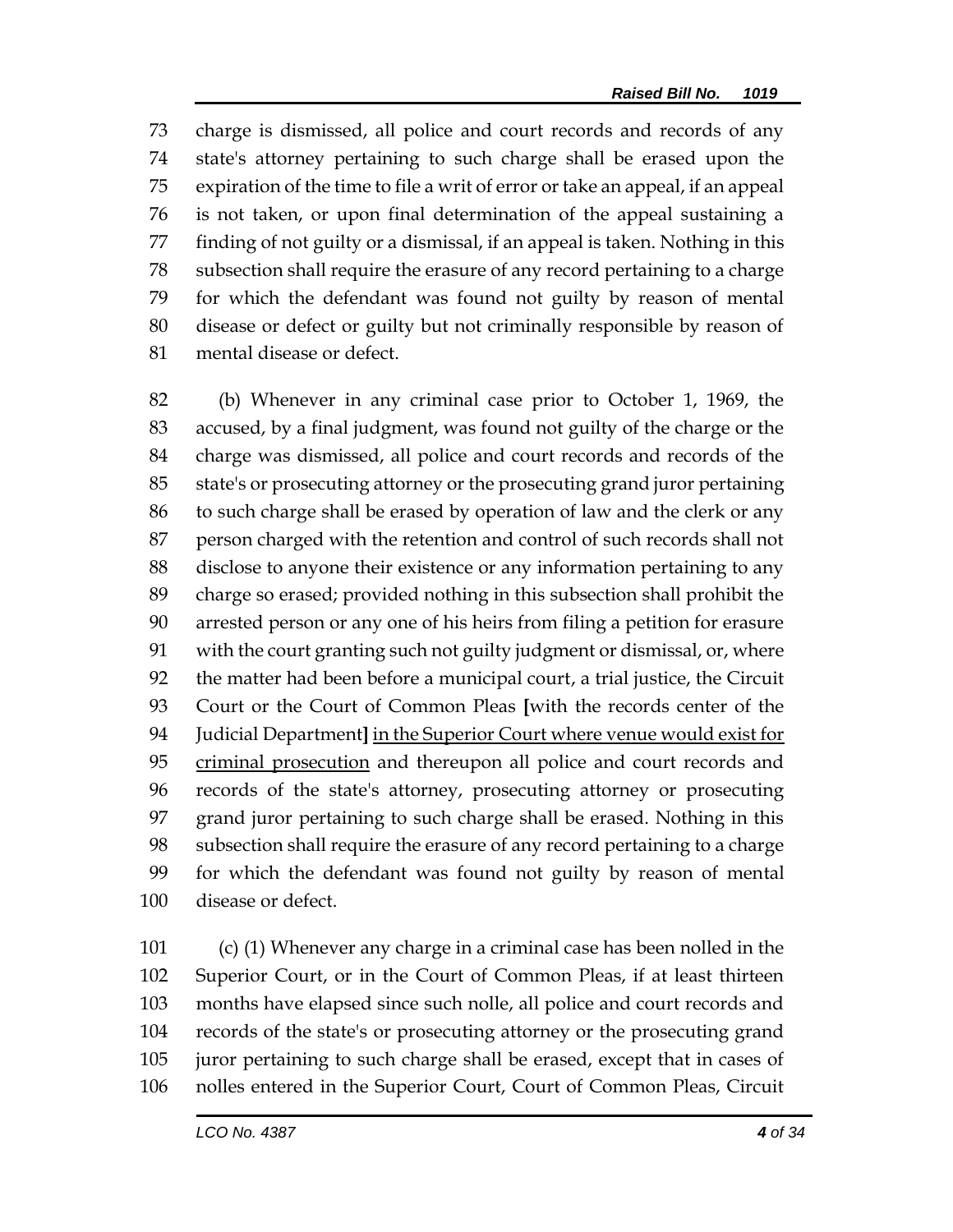charge is dismissed, all police and court records and records of any state's attorney pertaining to such charge shall be erased upon the expiration of the time to file a writ of error or take an appeal, if an appeal is not taken, or upon final determination of the appeal sustaining a finding of not guilty or a dismissal, if an appeal is taken. Nothing in this subsection shall require the erasure of any record pertaining to a charge for which the defendant was found not guilty by reason of mental disease or defect or guilty but not criminally responsible by reason of mental disease or defect.

(b) Whenever in any criminal case prior to October 1, 1969, the accused, by a final judgment, was found not guilty of the charge or the charge was dismissed, all police and court records and records of the state's or prosecuting attorney or the prosecuting grand juror pertaining to such charge shall be erased by operation of law and the clerk or any person charged with the retention and control of such records shall not disclose to anyone their existence or any information pertaining to any charge so erased; provided nothing in this subsection shall prohibit the arrested person or any one of his heirs from filing a petition for erasure with the court granting such not guilty judgment or dismissal, or, where the matter had been before a municipal court, a trial justice, the Circuit Court or the Court of Common Pleas **[**with the records center of the Judicial Department**]** <u>in the Superior Court where venue would exist for criminal prosecution</u> and thereupon all police and court records and records of the state's attorney, prosecuting attorney or prosecuting grand juror pertaining to such charge shall be erased. Nothing in this subsection shall require the erasure of any record pertaining to a charge for which the defendant was found not guilty by reason of mental disease or defect.

(c) (1) Whenever any charge in a criminal case has been nolled in the Superior Court, or in the Court of Common Pleas, if at least thirteen months have elapsed since such nolle, all police and court records and records of the state's or prosecuting attorney or the prosecuting grand juror pertaining to such charge shall be erased, except that in cases of nolles entered in the Superior Court, Court of Common Pleas, Circuit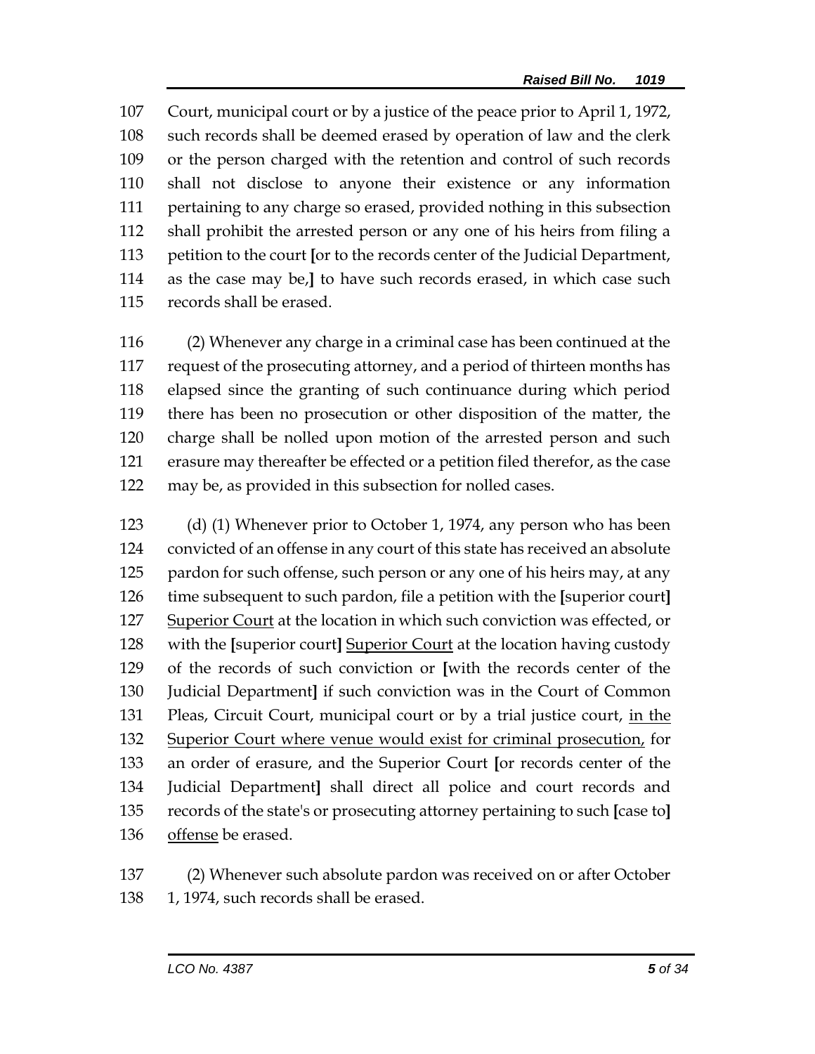107 Court, municipal court or by a justice of the peace prior to April 1, 1972,
108 such records shall be deemed erased by operation of law and the clerk
109 or the person charged with the retention and control of such records
110 shall not disclose to anyone their existence or any information
111 pertaining to any charge so erased, provided nothing in this subsection
112 shall prohibit the arrested person or any one of his heirs from filing a
113 petition to the court [or to the records center of the Judicial Department,
114 as the case may be,] to have such records erased, in which case such
115 records shall be erased.

116 (2) Whenever any charge in a criminal case has been continued at the
117 request of the prosecuting attorney, and a period of thirteen months has
118 elapsed since the granting of such continuance during which period
119 there has been no prosecution or other disposition of the matter, the
120 charge shall be nolled upon motion of the arrested person and such
121 erasure may thereafter be effected or a petition filed therefor, as the case
122 may be, as provided in this subsection for nolled cases.

123 (d) (1) Whenever prior to October 1, 1974, any person who has been
124 convicted of an offense in any court of this state has received an absolute
125 pardon for such offense, such person or any one of his heirs may, at any
126 time subsequent to such pardon, file a petition with the [superior court]
127 <u>Superior Court</u> at the location in which such conviction was effected, or
128 with the [superior court] <u>Superior Court</u> at the location having custody
129 of the records of such conviction or [with the records center of the
130 Judicial Department] if such conviction was in the Court of Common
131 Pleas, Circuit Court, municipal court or by a trial justice court, <u>in the</u>
132 <u>Superior Court where venue would exist for criminal prosecution,</u> for
133 an order of erasure, and the Superior Court [or records center of the
134 Judicial Department] shall direct all police and court records and
135 records of the state's or prosecuting attorney pertaining to such [case to]
136 <u>offense</u> be erased.

137 (2) Whenever such absolute pardon was received on or after October
138 1, 1974, such records shall be erased.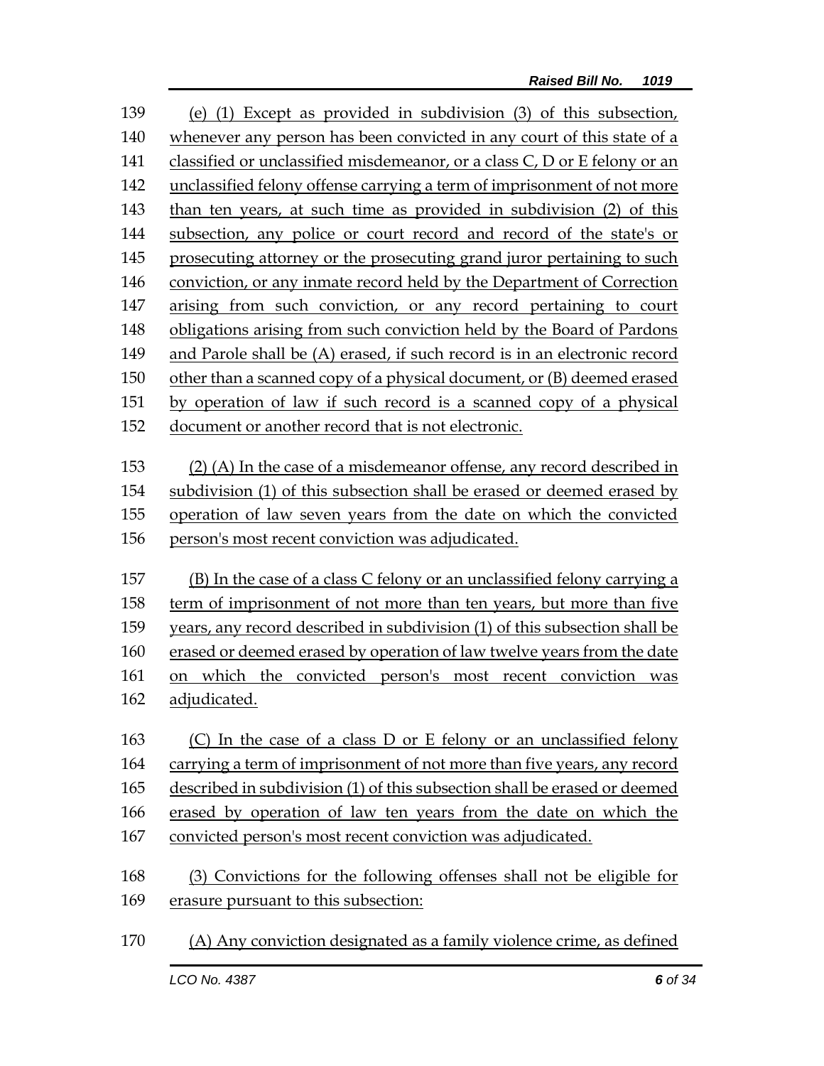139 (e) (1) Except as provided in subdivision (3) of this subsection,
140 whenever any person has been convicted in any court of this state of a
141 classified or unclassified misdemeanor, or a class C, D or E felony or an
142 unclassified felony offense carrying a term of imprisonment of not more
143 than ten years, at such time as provided in subdivision (2) of this
144 subsection, any police or court record and record of the state's or
145 prosecuting attorney or the prosecuting grand juror pertaining to such
146 conviction, or any inmate record held by the Department of Correction
147 arising from such conviction, or any record pertaining to court
148 obligations arising from such conviction held by the Board of Pardons
149 and Parole shall be (A) erased, if such record is in an electronic record
150 other than a scanned copy of a physical document, or (B) deemed erased
151 by operation of law if such record is a scanned copy of a physical
152 document or another record that is not electronic.

153 (2) (A) In the case of a misdemeanor offense, any record described in
154 subdivision (1) of this subsection shall be erased or deemed erased by
155 operation of law seven years from the date on which the convicted
156 person's most recent conviction was adjudicated.

157 (B) In the case of a class C felony or an unclassified felony carrying a
158 term of imprisonment of not more than ten years, but more than five
159 years, any record described in subdivision (1) of this subsection shall be
160 erased or deemed erased by operation of law twelve years from the date
161 on which the convicted person's most recent conviction was
162 adjudicated.

163 (C) In the case of a class D or E felony or an unclassified felony
164 carrying a term of imprisonment of not more than five years, any record
165 described in subdivision (1) of this subsection shall be erased or deemed
166 erased by operation of law ten years from the date on which the
167 convicted person's most recent conviction was adjudicated.

168 (3) Convictions for the following offenses shall not be eligible for
169 erasure pursuant to this subsection:

170 (A) Any conviction designated as a family violence crime, as defined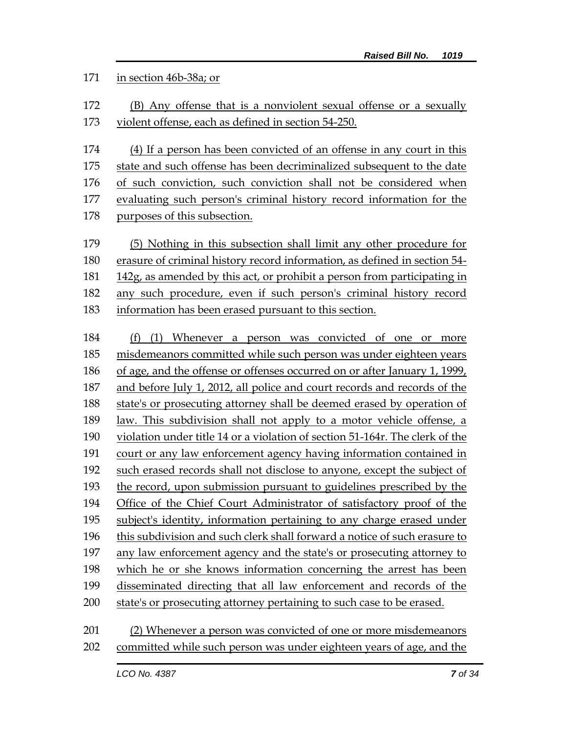in section 46b-38a; or

(B) Any offense that is a nonviolent sexual offense or a sexually violent offense, each as defined in section 54-250.

(4) If a person has been convicted of an offense in any court in this state and such offense has been decriminalized subsequent to the date of such conviction, such conviction shall not be considered when evaluating such person's criminal history record information for the purposes of this subsection.

(5) Nothing in this subsection shall limit any other procedure for erasure of criminal history record information, as defined in section 54-142g, as amended by this act, or prohibit a person from participating in any such procedure, even if such person's criminal history record information has been erased pursuant to this section.

(f) (1) Whenever a person was convicted of one or more misdemeanors committed while such person was under eighteen years of age, and the offense or offenses occurred on or after January 1, 1999, and before July 1, 2012, all police and court records and records of the state's or prosecuting attorney shall be deemed erased by operation of law. This subdivision shall not apply to a motor vehicle offense, a violation under title 14 or a violation of section 51-164r. The clerk of the court or any law enforcement agency having information contained in such erased records shall not disclose to anyone, except the subject of the record, upon submission pursuant to guidelines prescribed by the Office of the Chief Court Administrator of satisfactory proof of the subject's identity, information pertaining to any charge erased under this subdivision and such clerk shall forward a notice of such erasure to any law enforcement agency and the state's or prosecuting attorney to which he or she knows information concerning the arrest has been disseminated directing that all law enforcement and records of the state's or prosecuting attorney pertaining to such case to be erased.

(2) Whenever a person was convicted of one or more misdemeanors committed while such person was under eighteen years of age, and the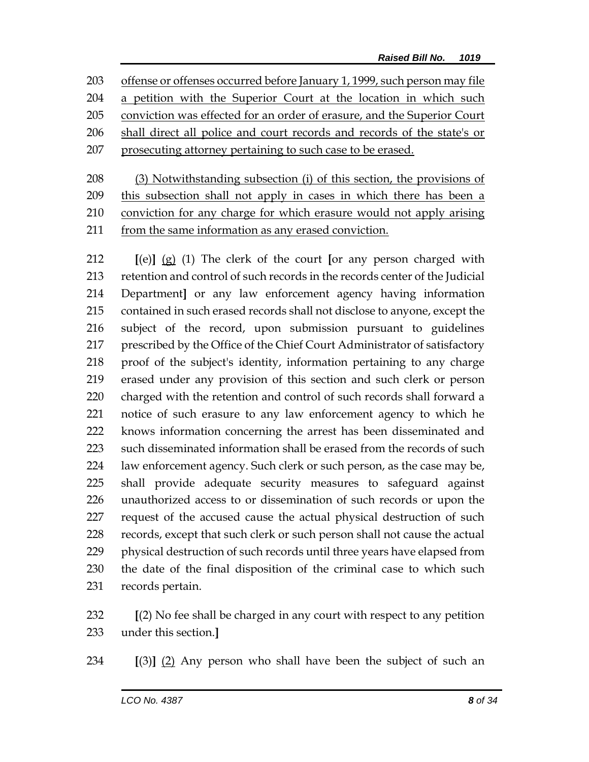203 offense or offenses occurred before January 1, 1999, such person may file
204 a petition with the Superior Court at the location in which such
205 conviction was effected for an order of erasure, and the Superior Court
206 shall direct all police and court records and records of the state's or
207 prosecuting attorney pertaining to such case to be erased.

208 (3) Notwithstanding subsection (i) of this section, the provisions of
209 this subsection shall not apply in cases in which there has been a
210 conviction for any charge for which erasure would not apply arising
211 from the same information as any erased conviction.

212 [(e)] (g) (1) The clerk of the court [or any person charged with
213 retention and control of such records in the records center of the Judicial
214 Department] or any law enforcement agency having information
215 contained in such erased records shall not disclose to anyone, except the
216 subject of the record, upon submission pursuant to guidelines
217 prescribed by the Office of the Chief Court Administrator of satisfactory
218 proof of the subject's identity, information pertaining to any charge
219 erased under any provision of this section and such clerk or person
220 charged with the retention and control of such records shall forward a
221 notice of such erasure to any law enforcement agency to which he
222 knows information concerning the arrest has been disseminated and
223 such disseminated information shall be erased from the records of such
224 law enforcement agency. Such clerk or such person, as the case may be,
225 shall provide adequate security measures to safeguard against
226 unauthorized access to or dissemination of such records or upon the
227 request of the accused cause the actual physical destruction of such
228 records, except that such clerk or such person shall not cause the actual
229 physical destruction of such records until three years have elapsed from
230 the date of the final disposition of the criminal case to which such
231 records pertain.

232 [(2) No fee shall be charged in any court with respect to any petition
233 under this section.]

234 [(3)] (2) Any person who shall have been the subject of such an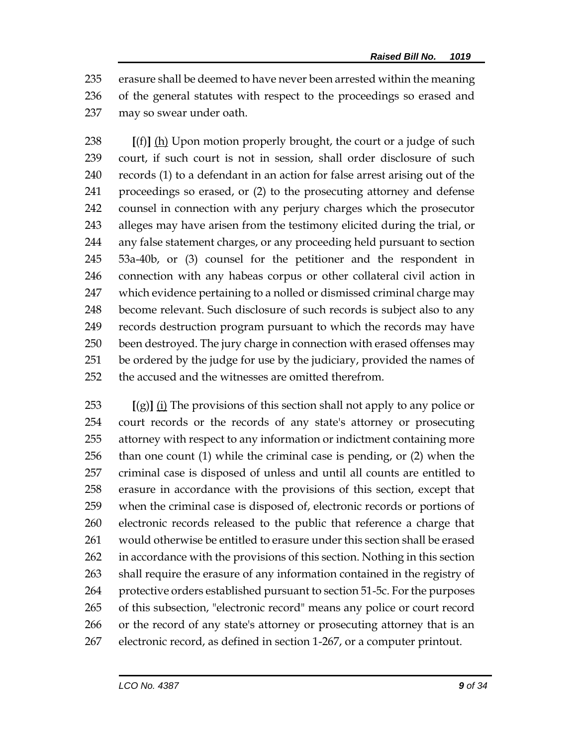erasure shall be deemed to have never been arrested within the meaning of the general statutes with respect to the proceedings so erased and may so swear under oath.

[(f)] (h) Upon motion properly brought, the court or a judge of such court, if such court is not in session, shall order disclosure of such records (1) to a defendant in an action for false arrest arising out of the proceedings so erased, or (2) to the prosecuting attorney and defense counsel in connection with any perjury charges which the prosecutor alleges may have arisen from the testimony elicited during the trial, or any false statement charges, or any proceeding held pursuant to section 53a-40b, or (3) counsel for the petitioner and the respondent in connection with any habeas corpus or other collateral civil action in which evidence pertaining to a nolled or dismissed criminal charge may become relevant. Such disclosure of such records is subject also to any records destruction program pursuant to which the records may have been destroyed. The jury charge in connection with erased offenses may be ordered by the judge for use by the judiciary, provided the names of the accused and the witnesses are omitted therefrom.

[(g)] (i) The provisions of this section shall not apply to any police or court records or the records of any state's attorney or prosecuting attorney with respect to any information or indictment containing more than one count (1) while the criminal case is pending, or (2) when the criminal case is disposed of unless and until all counts are entitled to erasure in accordance with the provisions of this section, except that when the criminal case is disposed of, electronic records or portions of electronic records released to the public that reference a charge that would otherwise be entitled to erasure under this section shall be erased in accordance with the provisions of this section. Nothing in this section shall require the erasure of any information contained in the registry of protective orders established pursuant to section 51-5c. For the purposes of this subsection, "electronic record" means any police or court record or the record of any state's attorney or prosecuting attorney that is an electronic record, as defined in section 1-267, or a computer printout.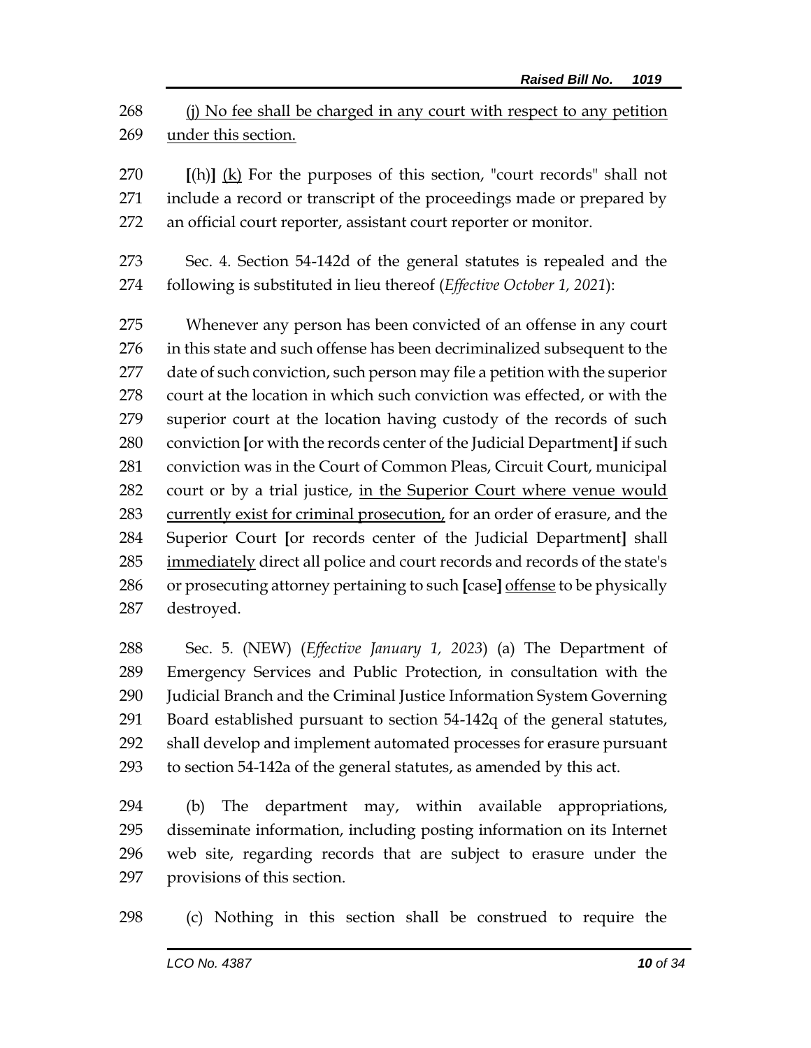268 <u>(j) No fee shall be charged in any court with respect to any petition</u>
269 <u>under this section.</u>

270 **[**(h)**]** <u>(k)</u> For the purposes of this section, "court records" shall not
271 include a record or transcript of the proceedings made or prepared by
272 an official court reporter, assistant court reporter or monitor.

273 Sec. 4. Section 54-142d of the general statutes is repealed and the
274 following is substituted in lieu thereof (*Effective October 1, 2021*):

275 Whenever any person has been convicted of an offense in any court
276 in this state and such offense has been decriminalized subsequent to the
277 date of such conviction, such person may file a petition with the superior
278 court at the location in which such conviction was effected, or with the
279 superior court at the location having custody of the records of such
280 conviction **[**or with the records center of the Judicial Department**]** if such
281 conviction was in the Court of Common Pleas, Circuit Court, municipal
282 court or by a trial justice, <u>in the Superior Court where venue would</u>
283 <u>currently exist for criminal prosecution,</u> for an order of erasure, and the
284 Superior Court **[**or records center of the Judicial Department**]** shall
285 <u>immediately</u> direct all police and court records and records of the state's
286 or prosecuting attorney pertaining to such **[**case**]** <u>offense</u> to be physically
287 destroyed.

288 Sec. 5. (NEW) (*Effective January 1, 2023*) (a) The Department of
289 Emergency Services and Public Protection, in consultation with the
290 Judicial Branch and the Criminal Justice Information System Governing
291 Board established pursuant to section 54-142q of the general statutes,
292 shall develop and implement automated processes for erasure pursuant
293 to section 54-142a of the general statutes, as amended by this act.

294 (b) The department may, within available appropriations,
295 disseminate information, including posting information on its Internet
296 web site, regarding records that are subject to erasure under the
297 provisions of this section.

298 (c) Nothing in this section shall be construed to require the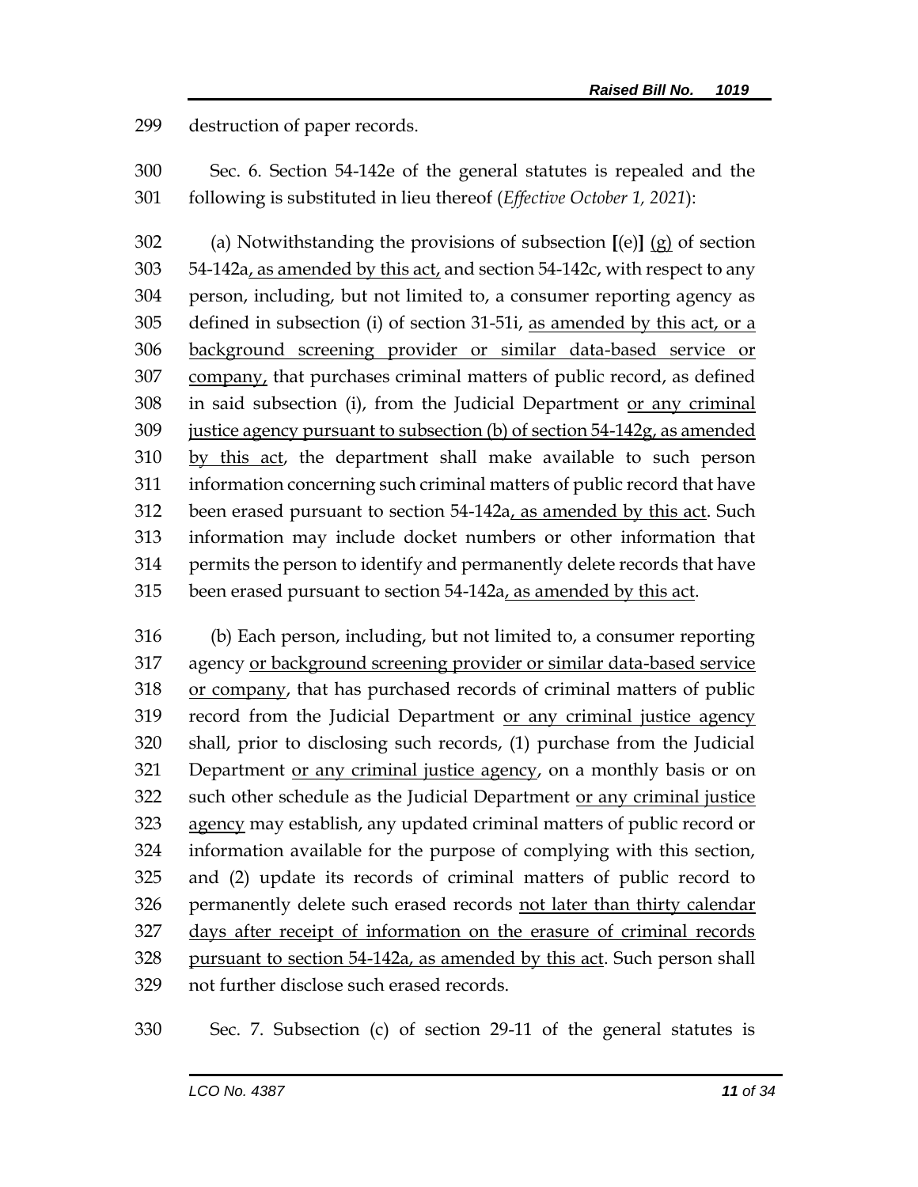destruction of paper records.

Sec. 6. Section 54-142e of the general statutes is repealed and the following is substituted in lieu thereof (*Effective October 1, 2021*):

(a) Notwithstanding the provisions of subsection **[**(e)**]** <u>(g)</u> of section 54-142a<u>, as amended by this act,</u> and section 54-142c, with respect to any person, including, but not limited to, a consumer reporting agency as defined in subsection (i) of section 31-51i, <u>as amended by this act, or a background screening provider or similar data-based service or company,</u> that purchases criminal matters of public record, as defined in said subsection (i), from the Judicial Department <u>or any criminal justice agency pursuant to subsection (b) of section 54-142g, as amended by this act</u>, the department shall make available to such person information concerning such criminal matters of public record that have been erased pursuant to section 54-142a<u>, as amended by this act</u>. Such information may include docket numbers or other information that permits the person to identify and permanently delete records that have been erased pursuant to section 54-142a<u>, as amended by this act</u>.

(b) Each person, including, but not limited to, a consumer reporting agency <u>or background screening provider or similar data-based service or company</u>, that has purchased records of criminal matters of public record from the Judicial Department <u>or any criminal justice agency</u> shall, prior to disclosing such records, (1) purchase from the Judicial Department <u>or any criminal justice agency</u>, on a monthly basis or on such other schedule as the Judicial Department <u>or any criminal justice agency</u> may establish, any updated criminal matters of public record or information available for the purpose of complying with this section, and (2) update its records of criminal matters of public record to permanently delete such erased records <u>not later than thirty calendar days after receipt of information on the erasure of criminal records pursuant to section 54-142a, as amended by this act</u>. Such person shall not further disclose such erased records.

Sec. 7. Subsection (c) of section 29-11 of the general statutes is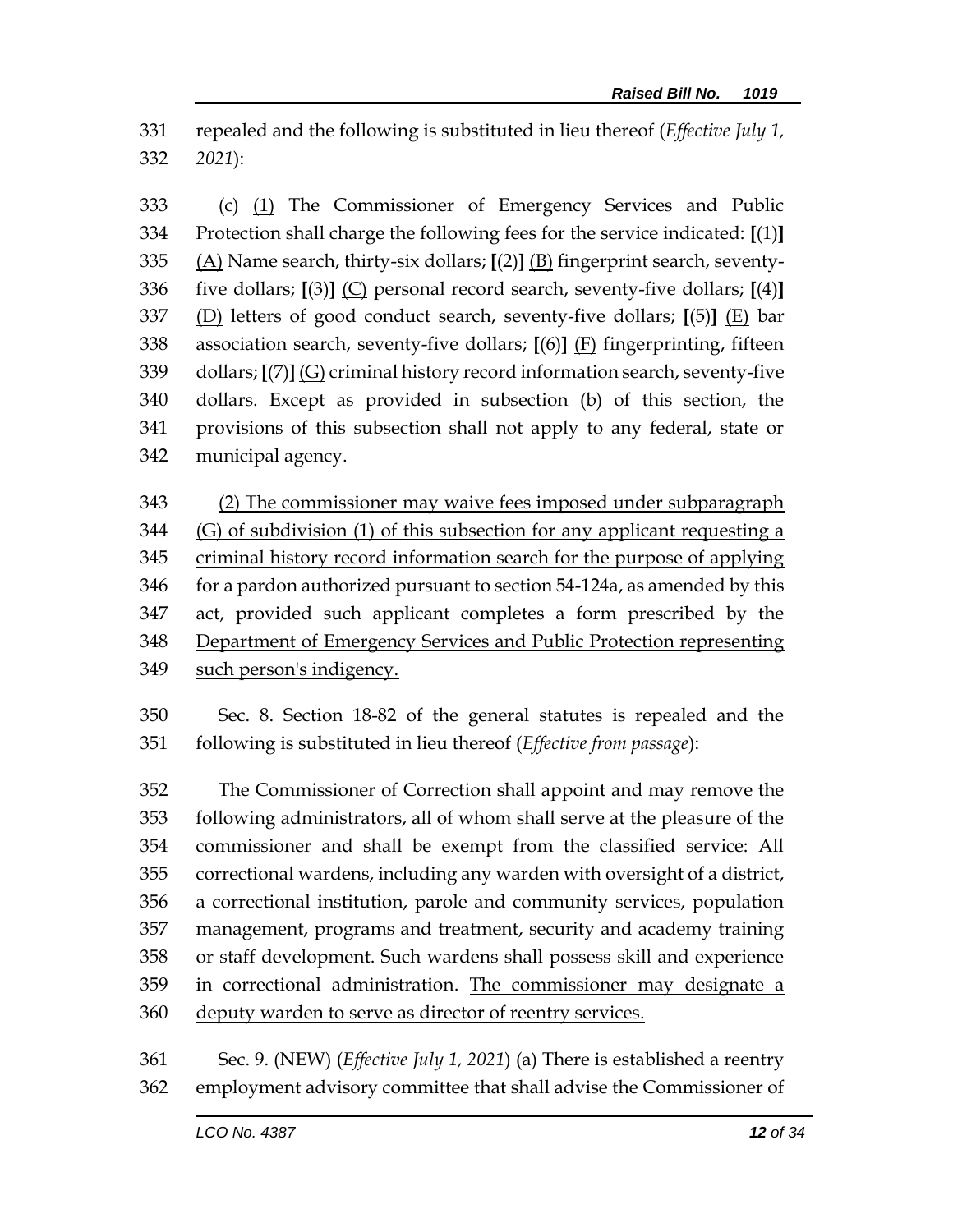331 repealed and the following is substituted in lieu thereof (*Effective July 1,*
332 *2021*):

333 (c) <u>(1)</u> The Commissioner of Emergency Services and Public
334 Protection shall charge the following fees for the service indicated: **[**(1)**]**
335 <u>(A)</u> Name search, thirty-six dollars; **[**(2)**]** <u>(B)</u> fingerprint search, seventy-
336 five dollars; **[**(3)**]** <u>(C)</u> personal record search, seventy-five dollars; **[**(4)**]**
337 <u>(D)</u> letters of good conduct search, seventy-five dollars; **[**(5)**]** <u>(E)</u> bar
338 association search, seventy-five dollars; **[**(6)**]** <u>(F)</u> fingerprinting, fifteen
339 dollars; **[**(7)**]** <u>(G)</u> criminal history record information search, seventy-five
340 dollars. Except as provided in subsection (b) of this section, the
341 provisions of this subsection shall not apply to any federal, state or
342 municipal agency.

343 <u>(2) The commissioner may waive fees imposed under subparagraph</u>
344 <u>(G) of subdivision (1) of this subsection for any applicant requesting a</u>
345 <u>criminal history record information search for the purpose of applying</u>
346 <u>for a pardon authorized pursuant to section 54-124a, as amended by this</u>
347 <u>act, provided such applicant completes a form prescribed by the</u>
348 <u>Department of Emergency Services and Public Protection representing</u>
349 <u>such person's indigency.</u>

350 Sec. 8. Section 18-82 of the general statutes is repealed and the
351 following is substituted in lieu thereof (*Effective from passage*):

352 The Commissioner of Correction shall appoint and may remove the
353 following administrators, all of whom shall serve at the pleasure of the
354 commissioner and shall be exempt from the classified service: All
355 correctional wardens, including any warden with oversight of a district,
356 a correctional institution, parole and community services, population
357 management, programs and treatment, security and academy training
358 or staff development. Such wardens shall possess skill and experience
359 in correctional administration. <u>The commissioner may designate a</u>
360 <u>deputy warden to serve as director of reentry services.</u>

361 Sec. 9. (NEW) (*Effective July 1, 2021*) (a) There is established a reentry
362 employment advisory committee that shall advise the Commissioner of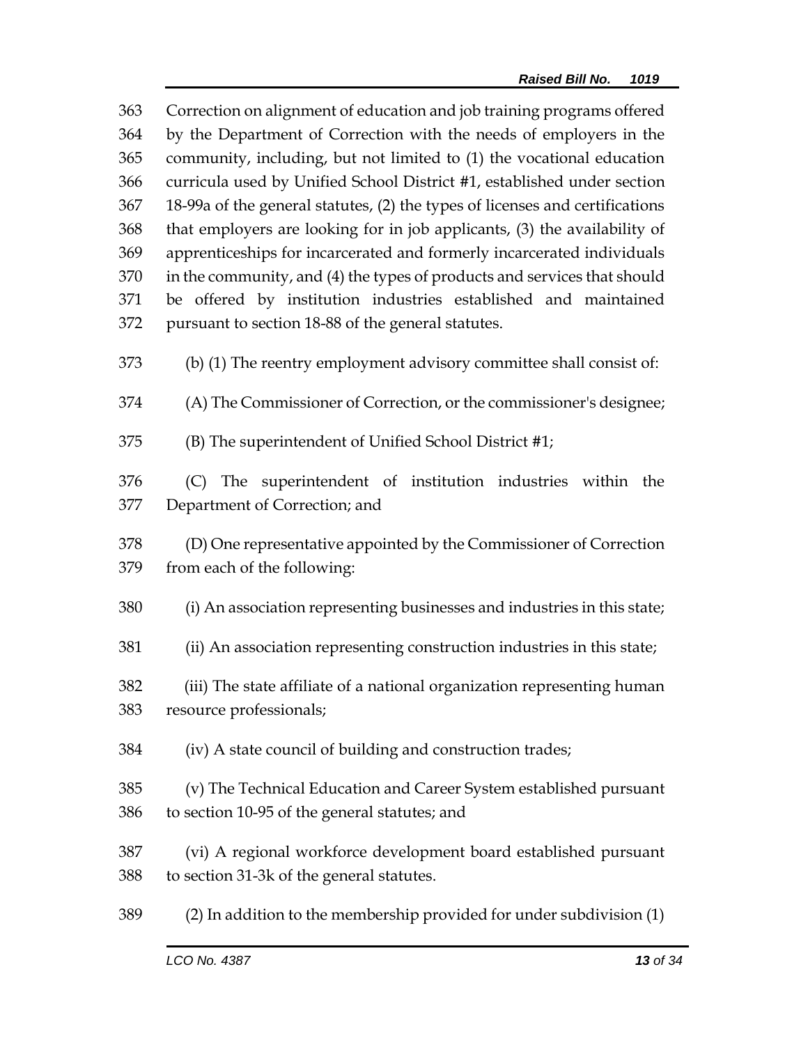Correction on alignment of education and job training programs offered by the Department of Correction with the needs of employers in the community, including, but not limited to (1) the vocational education curricula used by Unified School District #1, established under section 18-99a of the general statutes, (2) the types of licenses and certifications that employers are looking for in job applicants, (3) the availability of apprenticeships for incarcerated and formerly incarcerated individuals in the community, and (4) the types of products and services that should be offered by institution industries established and maintained pursuant to section 18-88 of the general statutes.

(b) (1) The reentry employment advisory committee shall consist of:

(A) The Commissioner of Correction, or the commissioner's designee;

(B) The superintendent of Unified School District #1;

(C) The superintendent of institution industries within the Department of Correction; and

(D) One representative appointed by the Commissioner of Correction from each of the following:

(i) An association representing businesses and industries in this state;

(ii) An association representing construction industries in this state;

(iii) The state affiliate of a national organization representing human resource professionals;

(iv) A state council of building and construction trades;

(v) The Technical Education and Career System established pursuant to section 10-95 of the general statutes; and

(vi) A regional workforce development board established pursuant to section 31-3k of the general statutes.

(2) In addition to the membership provided for under subdivision (1)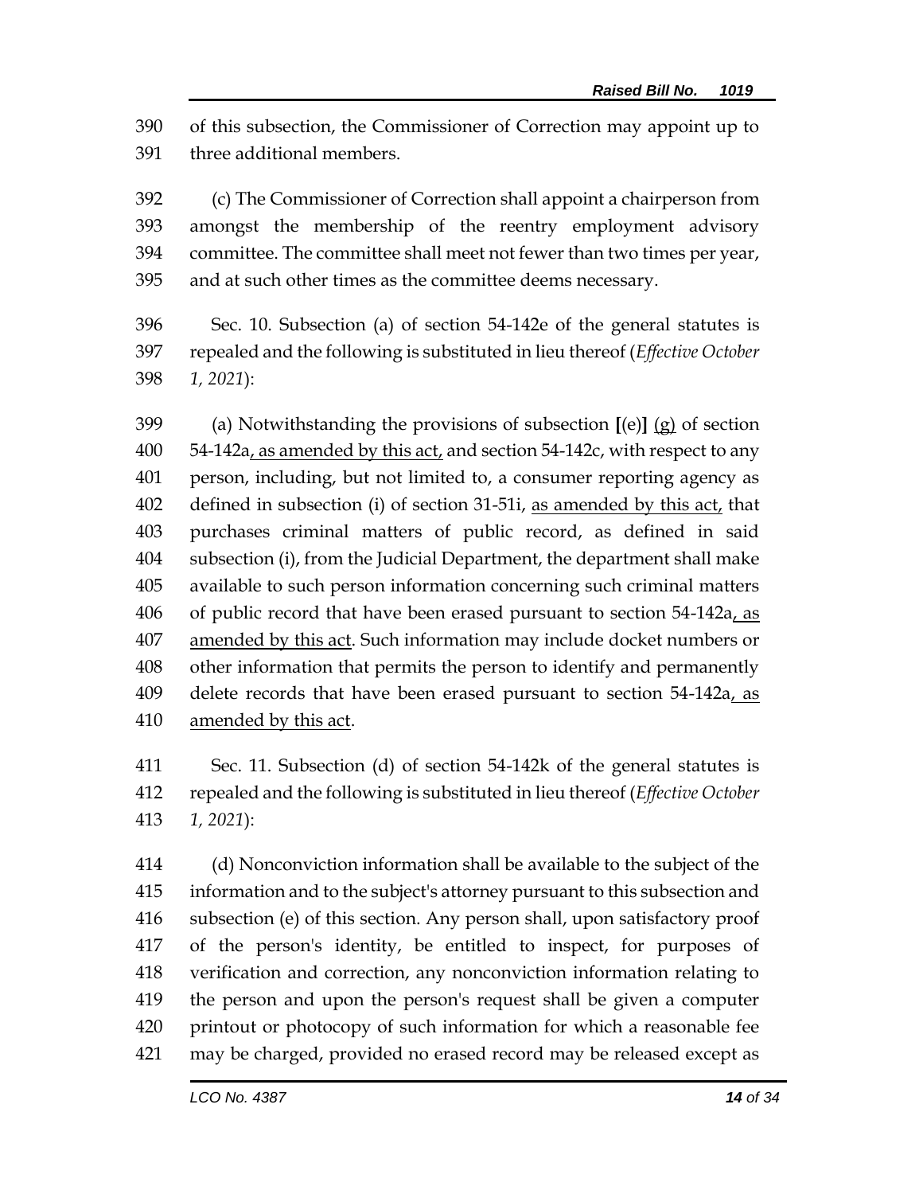of this subsection, the Commissioner of Correction may appoint up to three additional members.

(c) The Commissioner of Correction shall appoint a chairperson from amongst the membership of the reentry employment advisory committee. The committee shall meet not fewer than two times per year, and at such other times as the committee deems necessary.

Sec. 10. Subsection (a) of section 54-142e of the general statutes is repealed and the following is substituted in lieu thereof (*Effective October 1, 2021*):

(a) Notwithstanding the provisions of subsection **[**(e)**]** <u>(g)</u> of section 54-142a<u>, as amended by this act,</u> and section 54-142c, with respect to any person, including, but not limited to, a consumer reporting agency as defined in subsection (i) of section 31-51i, <u>as amended by this act,</u> that purchases criminal matters of public record, as defined in said subsection (i), from the Judicial Department, the department shall make available to such person information concerning such criminal matters of public record that have been erased pursuant to section 54-142a<u>, as amended by this act</u>. Such information may include docket numbers or other information that permits the person to identify and permanently delete records that have been erased pursuant to section 54-142a<u>, as amended by this act</u>.

Sec. 11. Subsection (d) of section 54-142k of the general statutes is repealed and the following is substituted in lieu thereof (*Effective October 1, 2021*):

(d) Nonconviction information shall be available to the subject of the information and to the subject's attorney pursuant to this subsection and subsection (e) of this section. Any person shall, upon satisfactory proof of the person's identity, be entitled to inspect, for purposes of verification and correction, any nonconviction information relating to the person and upon the person's request shall be given a computer printout or photocopy of such information for which a reasonable fee may be charged, provided no erased record may be released except as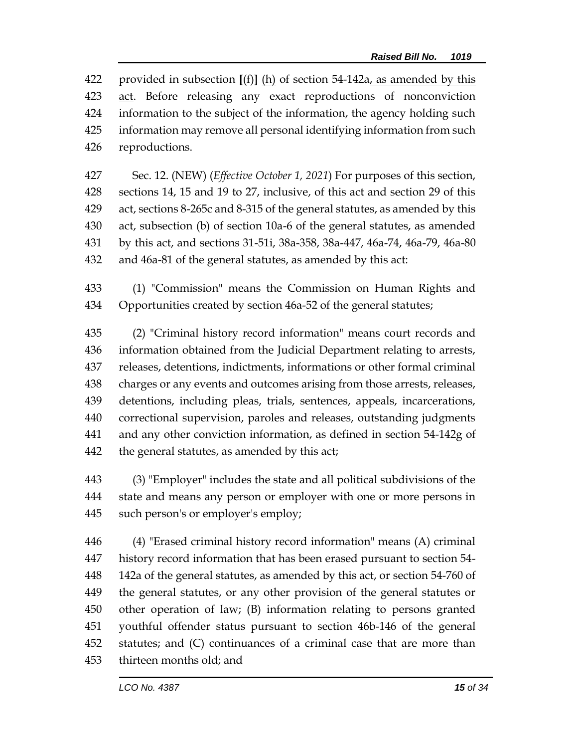provided in subsection [(f)] <u>(h)</u> of section 54-142a<u>, as amended by this act</u>. Before releasing any exact reproductions of nonconviction information to the subject of the information, the agency holding such information may remove all personal identifying information from such reproductions.

Sec. 12. (NEW) (*Effective October 1, 2021*) For purposes of this section, sections 14, 15 and 19 to 27, inclusive, of this act and section 29 of this act, sections 8-265c and 8-315 of the general statutes, as amended by this act, subsection (b) of section 10a-6 of the general statutes, as amended by this act, and sections 31-51i, 38a-358, 38a-447, 46a-74, 46a-79, 46a-80 and 46a-81 of the general statutes, as amended by this act:

(1) "Commission" means the Commission on Human Rights and Opportunities created by section 46a-52 of the general statutes;

(2) "Criminal history record information" means court records and information obtained from the Judicial Department relating to arrests, releases, detentions, indictments, informations or other formal criminal charges or any events and outcomes arising from those arrests, releases, detentions, including pleas, trials, sentences, appeals, incarcerations, correctional supervision, paroles and releases, outstanding judgments and any other conviction information, as defined in section 54-142g of the general statutes, as amended by this act;

(3) "Employer" includes the state and all political subdivisions of the state and means any person or employer with one or more persons in such person's or employer's employ;

(4) "Erased criminal history record information" means (A) criminal history record information that has been erased pursuant to section 54-142a of the general statutes, as amended by this act, or section 54-760 of the general statutes, or any other provision of the general statutes or other operation of law; (B) information relating to persons granted youthful offender status pursuant to section 46b-146 of the general statutes; and (C) continuances of a criminal case that are more than thirteen months old; and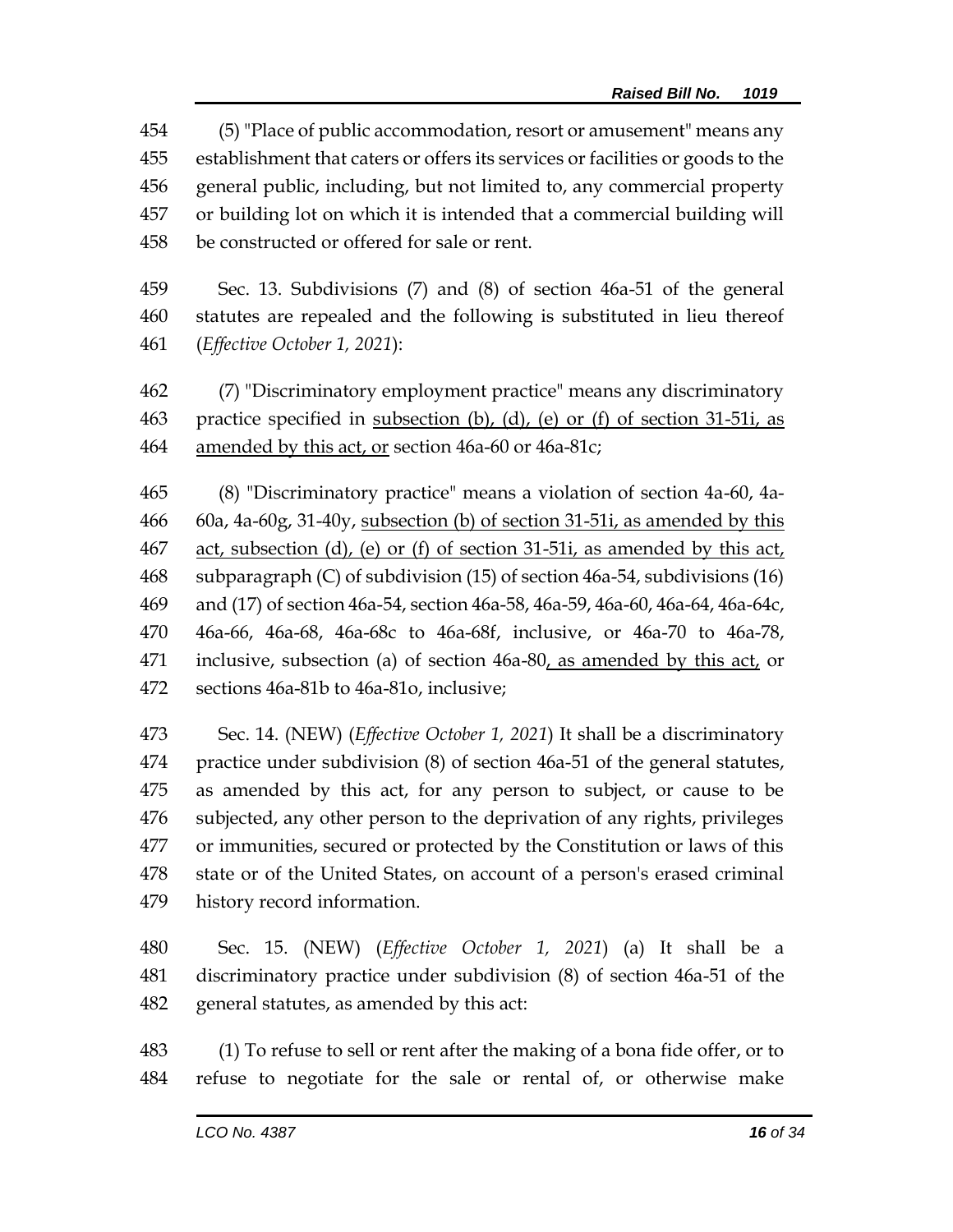(5) "Place of public accommodation, resort or amusement" means any establishment that caters or offers its services or facilities or goods to the general public, including, but not limited to, any commercial property or building lot on which it is intended that a commercial building will be constructed or offered for sale or rent.

Sec. 13. Subdivisions (7) and (8) of section 46a-51 of the general statutes are repealed and the following is substituted in lieu thereof (*Effective October 1, 2021*):

(7) "Discriminatory employment practice" means any discriminatory practice specified in <u>subsection (b), (d), (e) or (f) of section 31-51i, as amended by this act, or</u> section 46a-60 or 46a-81c;

(8) "Discriminatory practice" means a violation of section 4a-60, 4a-60a, 4a-60g, 31-40y, <u>subsection (b) of section 31-51i, as amended by this act, subsection (d), (e) or (f) of section 31-51i, as amended by this act,</u> subparagraph (C) of subdivision (15) of section 46a-54, subdivisions (16) and (17) of section 46a-54, section 46a-58, 46a-59, 46a-60, 46a-64, 46a-64c, 46a-66, 46a-68, 46a-68c to 46a-68f, inclusive, or 46a-70 to 46a-78, inclusive, subsection (a) of section 46a-80<u>, as amended by this act,</u> or sections 46a-81b to 46a-81o, inclusive;

Sec. 14. (NEW) (*Effective October 1, 2021*) It shall be a discriminatory practice under subdivision (8) of section 46a-51 of the general statutes, as amended by this act, for any person to subject, or cause to be subjected, any other person to the deprivation of any rights, privileges or immunities, secured or protected by the Constitution or laws of this state or of the United States, on account of a person's erased criminal history record information.

Sec. 15. (NEW) (*Effective October 1, 2021*) (a) It shall be a discriminatory practice under subdivision (8) of section 46a-51 of the general statutes, as amended by this act:

(1) To refuse to sell or rent after the making of a bona fide offer, or to refuse to negotiate for the sale or rental of, or otherwise make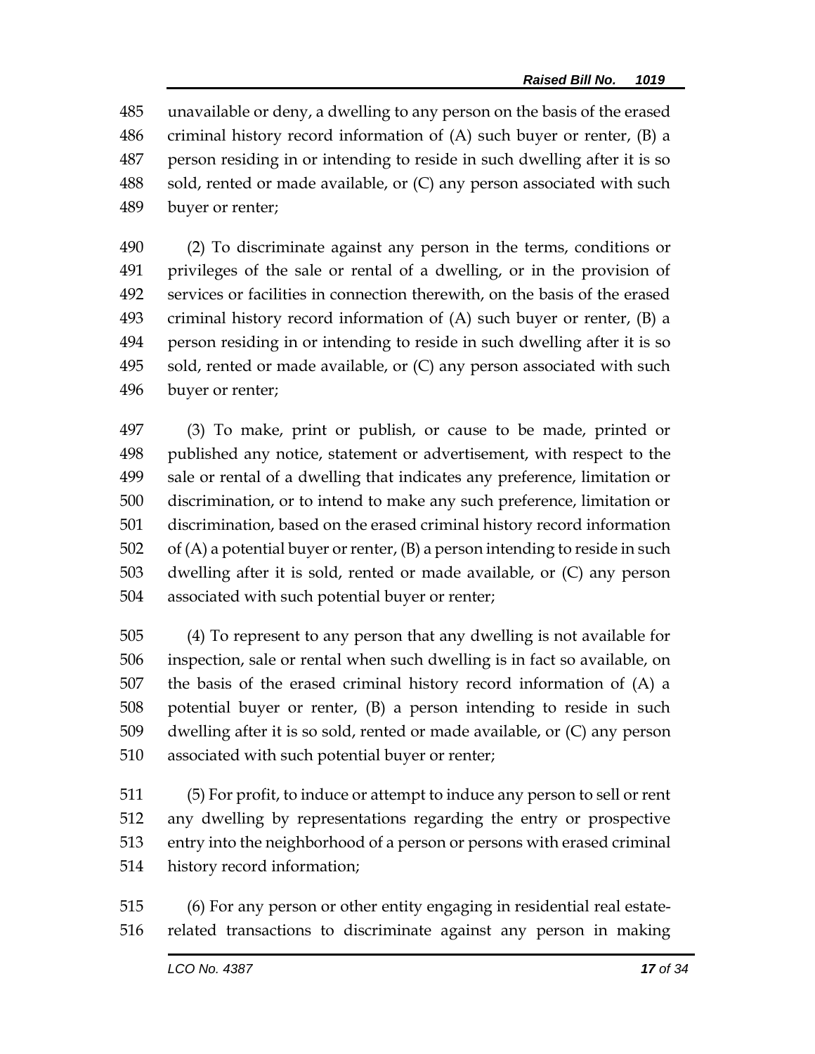unavailable or deny, a dwelling to any person on the basis of the erased criminal history record information of (A) such buyer or renter, (B) a person residing in or intending to reside in such dwelling after it is so sold, rented or made available, or (C) any person associated with such buyer or renter;

(2) To discriminate against any person in the terms, conditions or privileges of the sale or rental of a dwelling, or in the provision of services or facilities in connection therewith, on the basis of the erased criminal history record information of (A) such buyer or renter, (B) a person residing in or intending to reside in such dwelling after it is so sold, rented or made available, or (C) any person associated with such buyer or renter;

(3) To make, print or publish, or cause to be made, printed or published any notice, statement or advertisement, with respect to the sale or rental of a dwelling that indicates any preference, limitation or discrimination, or to intend to make any such preference, limitation or discrimination, based on the erased criminal history record information of (A) a potential buyer or renter, (B) a person intending to reside in such dwelling after it is sold, rented or made available, or (C) any person associated with such potential buyer or renter;

(4) To represent to any person that any dwelling is not available for inspection, sale or rental when such dwelling is in fact so available, on the basis of the erased criminal history record information of (A) a potential buyer or renter, (B) a person intending to reside in such dwelling after it is so sold, rented or made available, or (C) any person associated with such potential buyer or renter;

(5) For profit, to induce or attempt to induce any person to sell or rent any dwelling by representations regarding the entry or prospective entry into the neighborhood of a person or persons with erased criminal history record information;

(6) For any person or other entity engaging in residential real estate-related transactions to discriminate against any person in making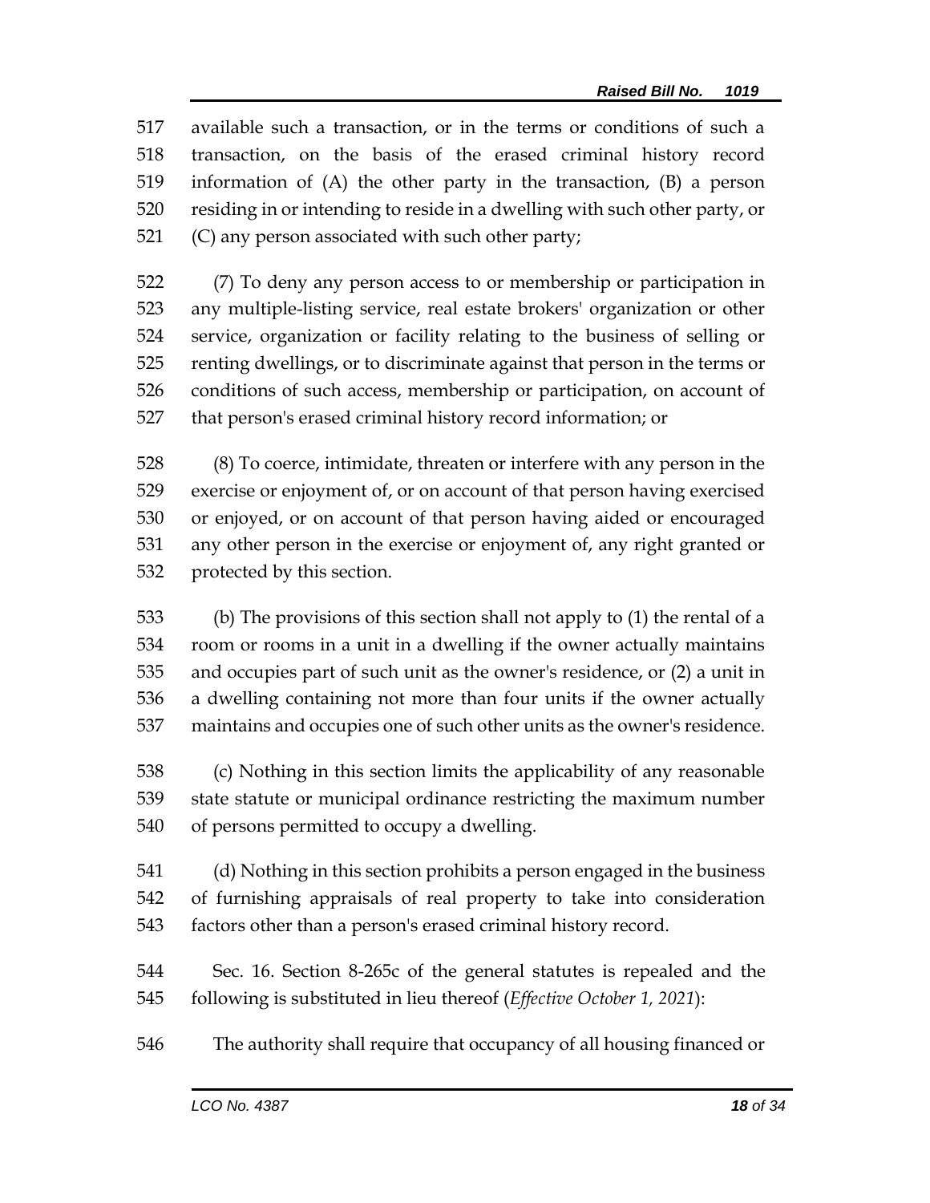available such a transaction, or in the terms or conditions of such a transaction, on the basis of the erased criminal history record information of (A) the other party in the transaction, (B) a person residing in or intending to reside in a dwelling with such other party, or (C) any person associated with such other party;

(7) To deny any person access to or membership or participation in any multiple-listing service, real estate brokers' organization or other service, organization or facility relating to the business of selling or renting dwellings, or to discriminate against that person in the terms or conditions of such access, membership or participation, on account of that person's erased criminal history record information; or

(8) To coerce, intimidate, threaten or interfere with any person in the exercise or enjoyment of, or on account of that person having exercised or enjoyed, or on account of that person having aided or encouraged any other person in the exercise or enjoyment of, any right granted or protected by this section.

(b) The provisions of this section shall not apply to (1) the rental of a room or rooms in a unit in a dwelling if the owner actually maintains and occupies part of such unit as the owner's residence, or (2) a unit in a dwelling containing not more than four units if the owner actually maintains and occupies one of such other units as the owner's residence.

(c) Nothing in this section limits the applicability of any reasonable state statute or municipal ordinance restricting the maximum number of persons permitted to occupy a dwelling.

(d) Nothing in this section prohibits a person engaged in the business of furnishing appraisals of real property to take into consideration factors other than a person's erased criminal history record.

Sec. 16. Section 8-265c of the general statutes is repealed and the following is substituted in lieu thereof (*Effective October 1, 2021*):

The authority shall require that occupancy of all housing financed or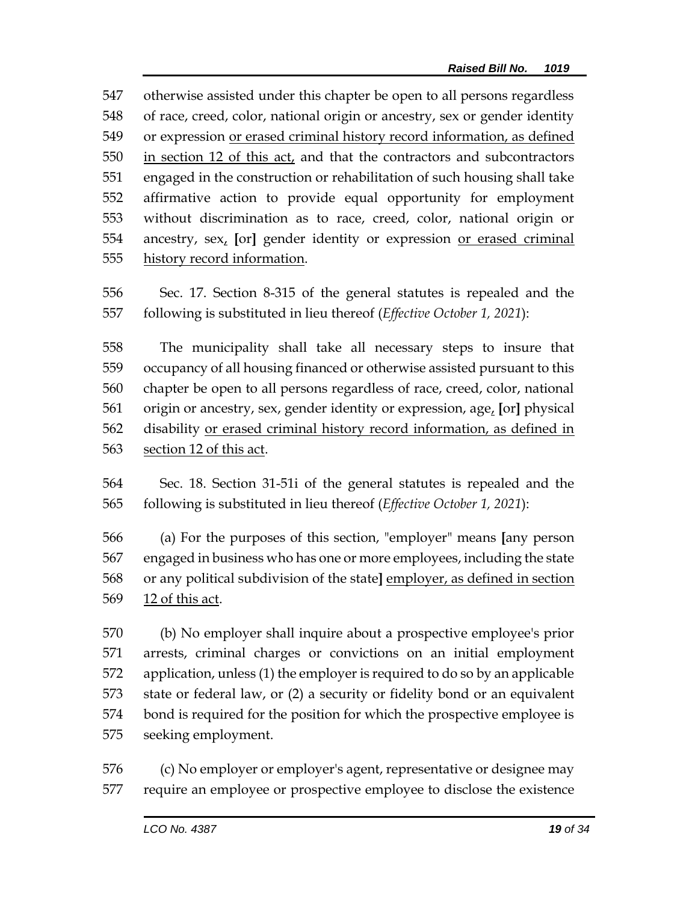otherwise assisted under this chapter be open to all persons regardless of race, creed, color, national origin or ancestry, sex or gender identity or expression <u>or erased criminal history record information, as defined in section 12 of this act,</u> and that the contractors and subcontractors engaged in the construction or rehabilitation of such housing shall take affirmative action to provide equal opportunity for employment without discrimination as to race, creed, color, national origin or ancestry, sex<u>,</u> **[**or**]** gender identity or expression <u>or erased criminal history record information</u>.

Sec. 17. Section 8-315 of the general statutes is repealed and the following is substituted in lieu thereof (*Effective October 1, 2021*):

The municipality shall take all necessary steps to insure that occupancy of all housing financed or otherwise assisted pursuant to this chapter be open to all persons regardless of race, creed, color, national origin or ancestry, sex, gender identity or expression, age<u>,</u> **[**or**]** physical disability <u>or erased criminal history record information, as defined in section 12 of this act</u>.

Sec. 18. Section 31-51i of the general statutes is repealed and the following is substituted in lieu thereof (*Effective October 1, 2021*):

(a) For the purposes of this section, "employer" means **[**any person engaged in business who has one or more employees, including the state or any political subdivision of the state**]** <u>employer, as defined in section 12 of this act</u>.

(b) No employer shall inquire about a prospective employee's prior arrests, criminal charges or convictions on an initial employment application, unless (1) the employer is required to do so by an applicable state or federal law, or (2) a security or fidelity bond or an equivalent bond is required for the position for which the prospective employee is seeking employment.

(c) No employer or employer's agent, representative or designee may require an employee or prospective employee to disclose the existence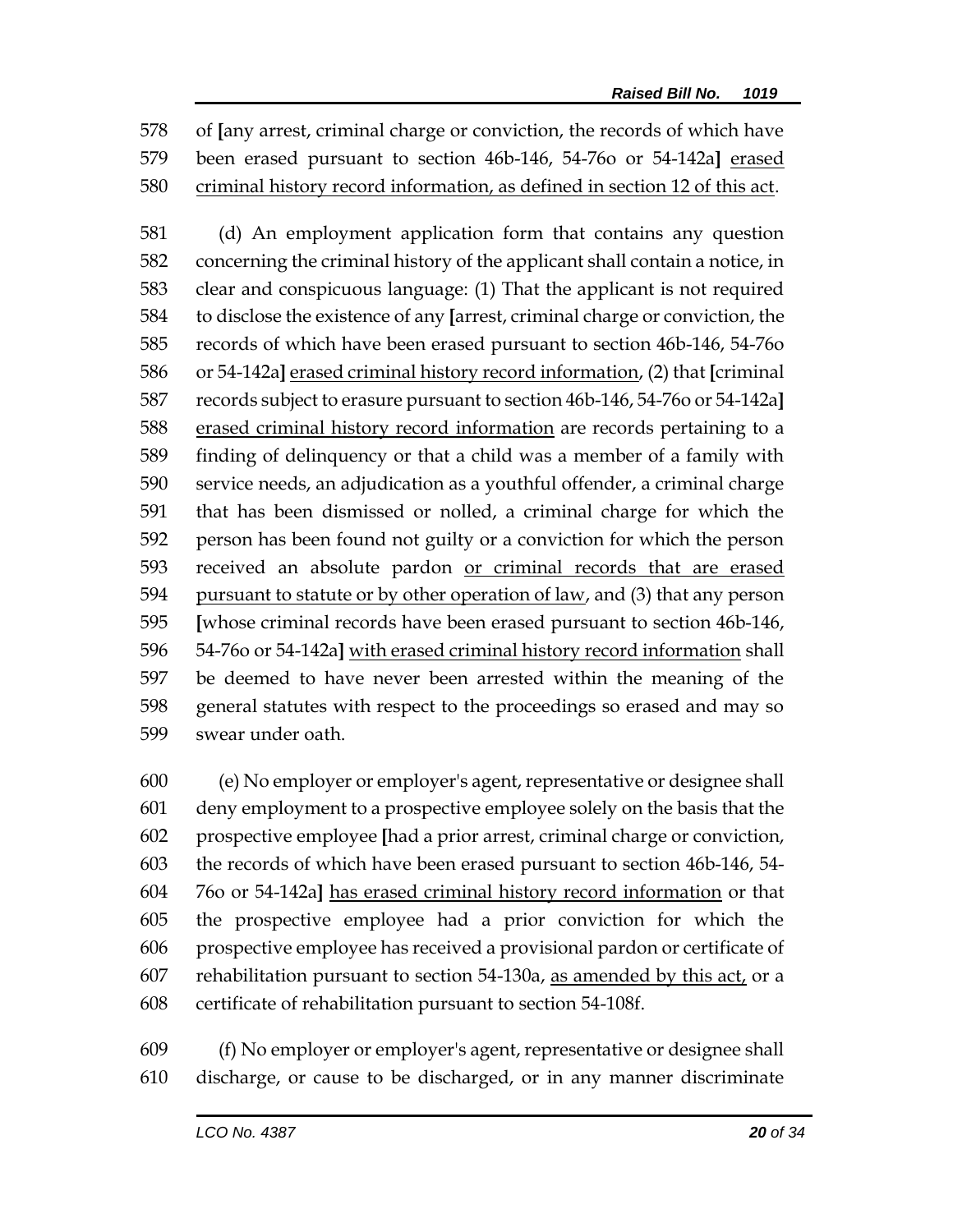of [any arrest, criminal charge or conviction, the records of which have been erased pursuant to section 46b-146, 54-76o or 54-142a] <u>erased criminal history record information, as defined in section 12 of this act</u>.

(d) An employment application form that contains any question concerning the criminal history of the applicant shall contain a notice, in clear and conspicuous language: (1) That the applicant is not required to disclose the existence of any [arrest, criminal charge or conviction, the records of which have been erased pursuant to section 46b-146, 54-76o or 54-142a] <u>erased criminal history record information</u>, (2) that [criminal records subject to erasure pursuant to section 46b-146, 54-76o or 54-142a] <u>erased criminal history record information</u> are records pertaining to a finding of delinquency or that a child was a member of a family with service needs, an adjudication as a youthful offender, a criminal charge that has been dismissed or nolled, a criminal charge for which the person has been found not guilty or a conviction for which the person received an absolute pardon <u>or criminal records that are erased pursuant to statute or by other operation of law</u>, and (3) that any person [whose criminal records have been erased pursuant to section 46b-146, 54-76o or 54-142a] <u>with erased criminal history record information</u> shall be deemed to have never been arrested within the meaning of the general statutes with respect to the proceedings so erased and may so swear under oath.

(e) No employer or employer's agent, representative or designee shall deny employment to a prospective employee solely on the basis that the prospective employee [had a prior arrest, criminal charge or conviction, the records of which have been erased pursuant to section 46b-146, 54-76o or 54-142a] <u>has erased criminal history record information</u> or that the prospective employee had a prior conviction for which the prospective employee has received a provisional pardon or certificate of rehabilitation pursuant to section 54-130a, <u>as amended by this act,</u> or a certificate of rehabilitation pursuant to section 54-108f.

(f) No employer or employer's agent, representative or designee shall discharge, or cause to be discharged, or in any manner discriminate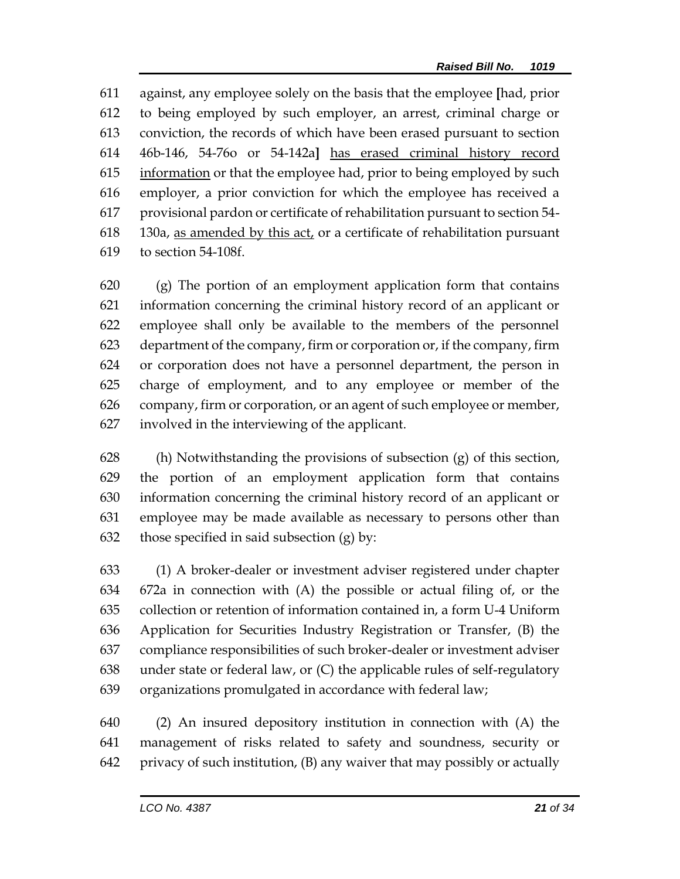611 against, any employee solely on the basis that the employee [had, prior
612 to being employed by such employer, an arrest, criminal charge or
613 conviction, the records of which have been erased pursuant to section
614 46b-146, 54-76o or 54-142a] <u>has erased criminal history record</u>
615 <u>information</u> or that the employee had, prior to being employed by such
616 employer, a prior conviction for which the employee has received a
617 provisional pardon or certificate of rehabilitation pursuant to section 54-
618 130a, <u>as amended by this act,</u> or a certificate of rehabilitation pursuant
619 to section 54-108f.

620 (g) The portion of an employment application form that contains
621 information concerning the criminal history record of an applicant or
622 employee shall only be available to the members of the personnel
623 department of the company, firm or corporation or, if the company, firm
624 or corporation does not have a personnel department, the person in
625 charge of employment, and to any employee or member of the
626 company, firm or corporation, or an agent of such employee or member,
627 involved in the interviewing of the applicant.

628 (h) Notwithstanding the provisions of subsection (g) of this section,
629 the portion of an employment application form that contains
630 information concerning the criminal history record of an applicant or
631 employee may be made available as necessary to persons other than
632 those specified in said subsection (g) by:

633 (1) A broker-dealer or investment adviser registered under chapter
634 672a in connection with (A) the possible or actual filing of, or the
635 collection or retention of information contained in, a form U-4 Uniform
636 Application for Securities Industry Registration or Transfer, (B) the
637 compliance responsibilities of such broker-dealer or investment adviser
638 under state or federal law, or (C) the applicable rules of self-regulatory
639 organizations promulgated in accordance with federal law;

640 (2) An insured depository institution in connection with (A) the
641 management of risks related to safety and soundness, security or
642 privacy of such institution, (B) any waiver that may possibly or actually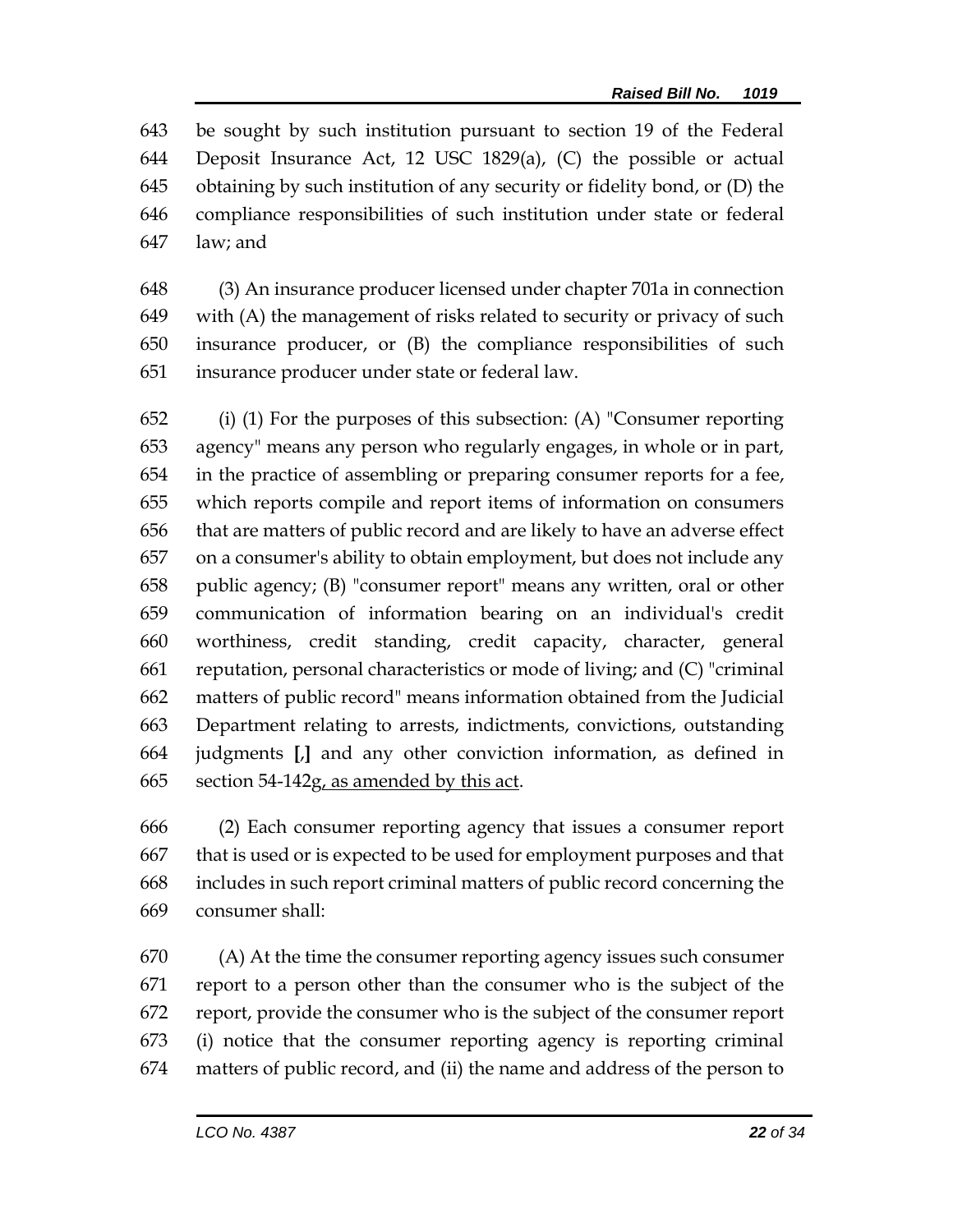643 be sought by such institution pursuant to section 19 of the Federal
644 Deposit Insurance Act, 12 USC 1829(a), (C) the possible or actual
645 obtaining by such institution of any security or fidelity bond, or (D) the
646 compliance responsibilities of such institution under state or federal
647 law; and

648 (3) An insurance producer licensed under chapter 701a in connection
649 with (A) the management of risks related to security or privacy of such
650 insurance producer, or (B) the compliance responsibilities of such
651 insurance producer under state or federal law.

652 (i) (1) For the purposes of this subsection: (A) "Consumer reporting
653 agency" means any person who regularly engages, in whole or in part,
654 in the practice of assembling or preparing consumer reports for a fee,
655 which reports compile and report items of information on consumers
656 that are matters of public record and are likely to have an adverse effect
657 on a consumer's ability to obtain employment, but does not include any
658 public agency; (B) "consumer report" means any written, oral or other
659 communication of information bearing on an individual's credit
660 worthiness, credit standing, credit capacity, character, general
661 reputation, personal characteristics or mode of living; and (C) "criminal
662 matters of public record" means information obtained from the Judicial
663 Department relating to arrests, indictments, convictions, outstanding
664 judgments **[,]** and any other conviction information, as defined in
665 section 54-142g<u>, as amended by this act</u>.

666 (2) Each consumer reporting agency that issues a consumer report
667 that is used or is expected to be used for employment purposes and that
668 includes in such report criminal matters of public record concerning the
669 consumer shall:

670 (A) At the time the consumer reporting agency issues such consumer
671 report to a person other than the consumer who is the subject of the
672 report, provide the consumer who is the subject of the consumer report
673 (i) notice that the consumer reporting agency is reporting criminal
674 matters of public record, and (ii) the name and address of the person to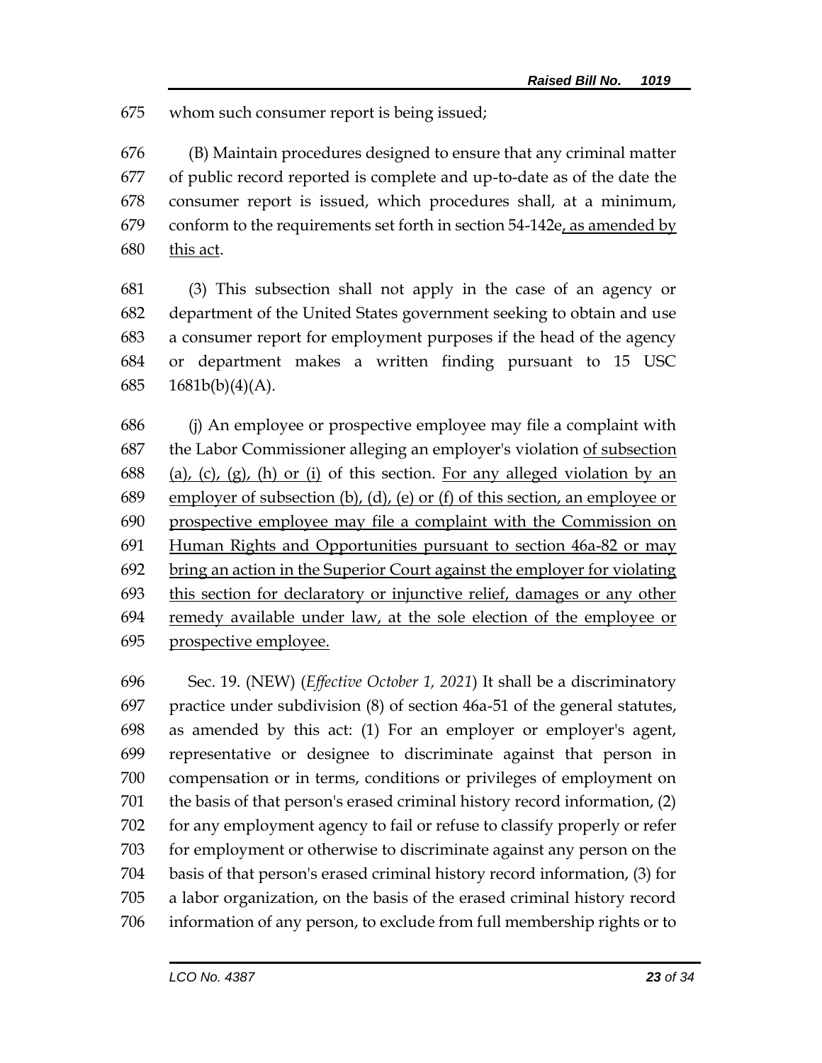whom such consumer report is being issued;

(B) Maintain procedures designed to ensure that any criminal matter of public record reported is complete and up-to-date as of the date the consumer report is issued, which procedures shall, at a minimum, conform to the requirements set forth in section 54-142e, as amended by this act.

(3) This subsection shall not apply in the case of an agency or department of the United States government seeking to obtain and use a consumer report for employment purposes if the head of the agency or department makes a written finding pursuant to 15 USC 1681b(b)(4)(A).

(j) An employee or prospective employee may file a complaint with the Labor Commissioner alleging an employer's violation of subsection (a), (c), (g), (h) or (i) of this section. For any alleged violation by an employer of subsection (b), (d), (e) or (f) of this section, an employee or prospective employee may file a complaint with the Commission on Human Rights and Opportunities pursuant to section 46a-82 or may bring an action in the Superior Court against the employer for violating this section for declaratory or injunctive relief, damages or any other remedy available under law, at the sole election of the employee or prospective employee.

Sec. 19. (NEW) (*Effective October 1, 2021*) It shall be a discriminatory practice under subdivision (8) of section 46a-51 of the general statutes, as amended by this act: (1) For an employer or employer's agent, representative or designee to discriminate against that person in compensation or in terms, conditions or privileges of employment on the basis of that person's erased criminal history record information, (2) for any employment agency to fail or refuse to classify properly or refer for employment or otherwise to discriminate against any person on the basis of that person's erased criminal history record information, (3) for a labor organization, on the basis of the erased criminal history record information of any person, to exclude from full membership rights or to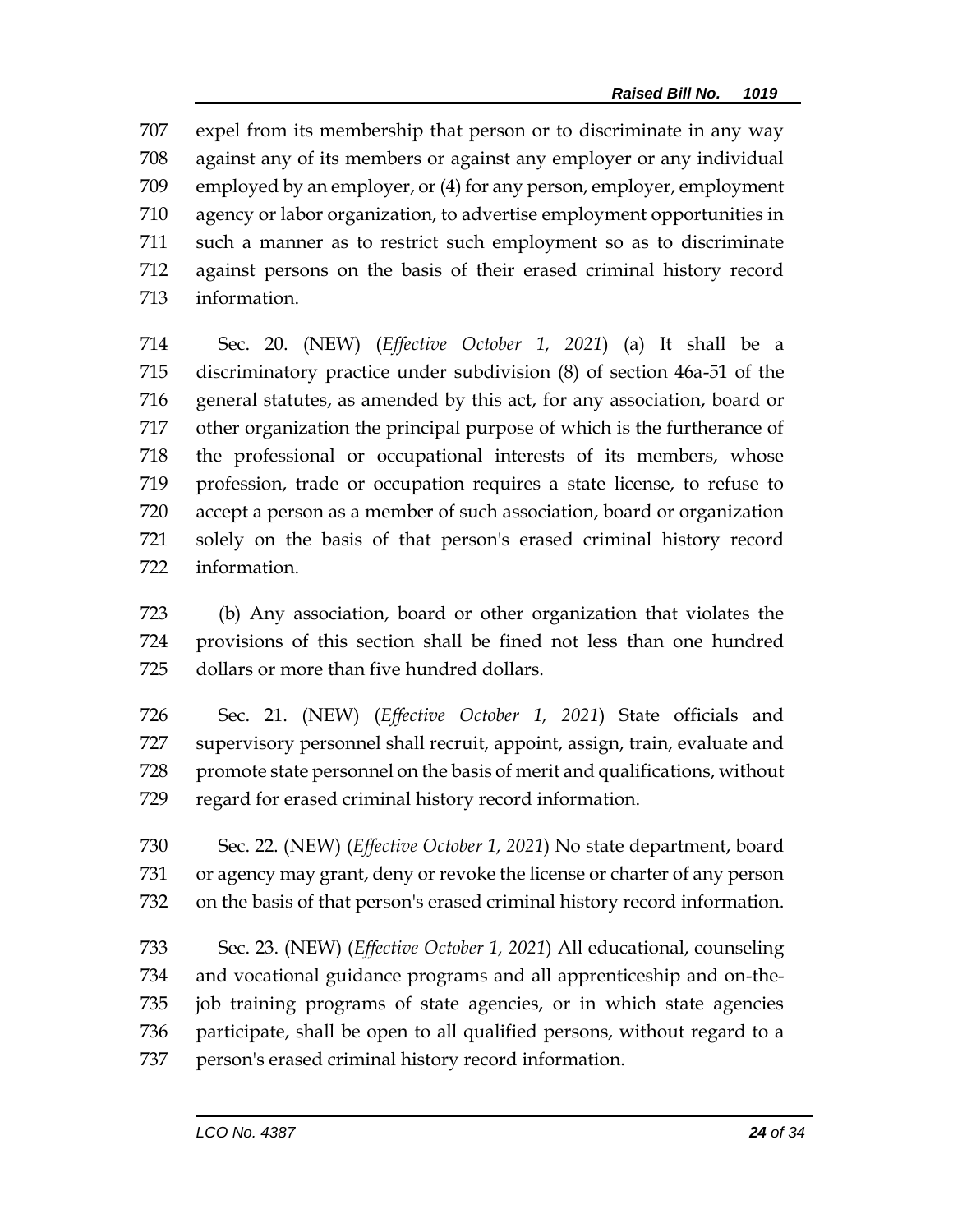expel from its membership that person or to discriminate in any way against any of its members or against any employer or any individual employed by an employer, or (4) for any person, employer, employment agency or labor organization, to advertise employment opportunities in such a manner as to restrict such employment so as to discriminate against persons on the basis of their erased criminal history record information.

Sec. 20. (NEW) (*Effective October 1, 2021*) (a) It shall be a discriminatory practice under subdivision (8) of section 46a-51 of the general statutes, as amended by this act, for any association, board or other organization the principal purpose of which is the furtherance of the professional or occupational interests of its members, whose profession, trade or occupation requires a state license, to refuse to accept a person as a member of such association, board or organization solely on the basis of that person's erased criminal history record information.

(b) Any association, board or other organization that violates the provisions of this section shall be fined not less than one hundred dollars or more than five hundred dollars.

Sec. 21. (NEW) (*Effective October 1, 2021*) State officials and supervisory personnel shall recruit, appoint, assign, train, evaluate and promote state personnel on the basis of merit and qualifications, without regard for erased criminal history record information.

Sec. 22. (NEW) (*Effective October 1, 2021*) No state department, board or agency may grant, deny or revoke the license or charter of any person on the basis of that person's erased criminal history record information.

Sec. 23. (NEW) (*Effective October 1, 2021*) All educational, counseling and vocational guidance programs and all apprenticeship and on-the-job training programs of state agencies, or in which state agencies participate, shall be open to all qualified persons, without regard to a person's erased criminal history record information.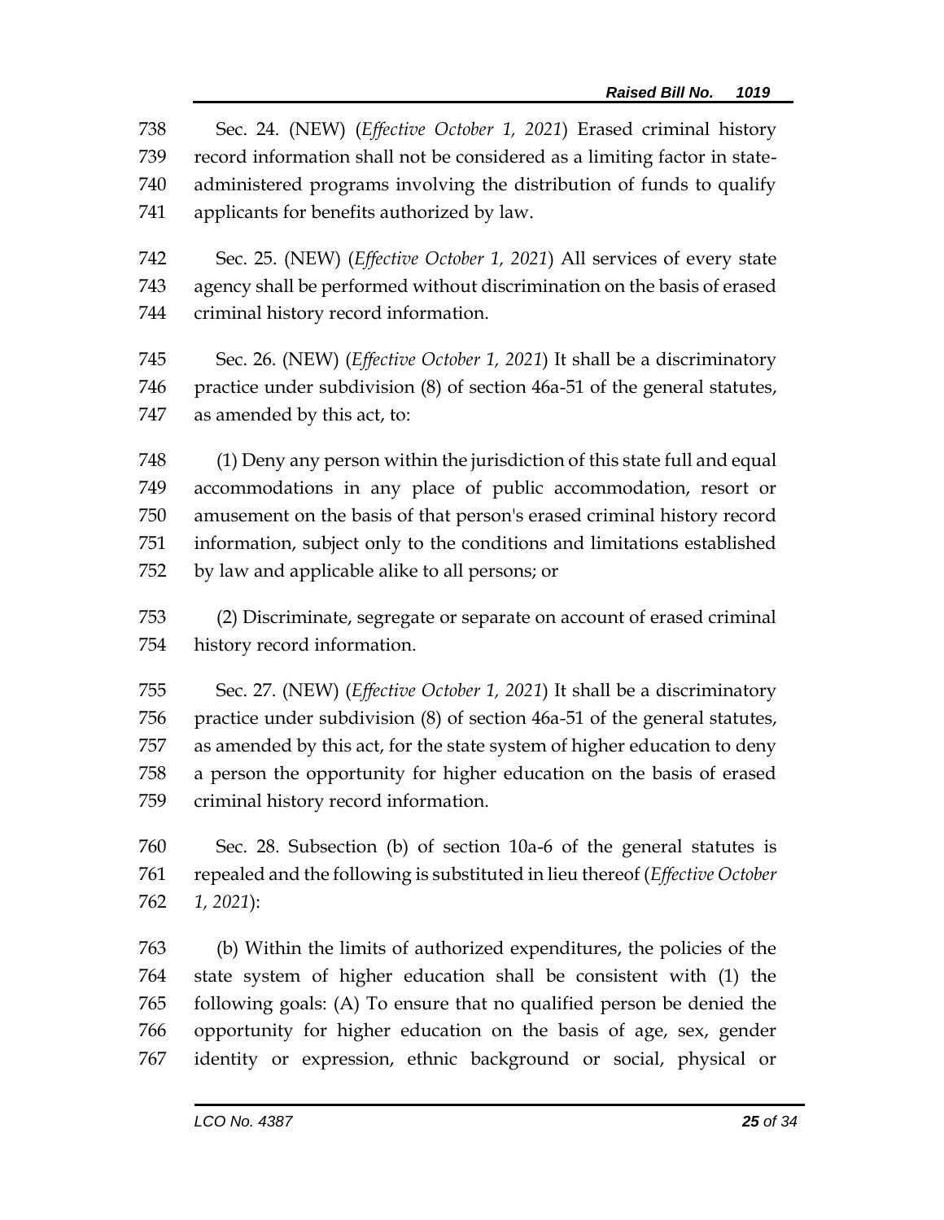Sec. 24. (NEW) (*Effective October 1, 2021*) Erased criminal history record information shall not be considered as a limiting factor in state-administered programs involving the distribution of funds to qualify applicants for benefits authorized by law.

Sec. 25. (NEW) (*Effective October 1, 2021*) All services of every state agency shall be performed without discrimination on the basis of erased criminal history record information.

Sec. 26. (NEW) (*Effective October 1, 2021*) It shall be a discriminatory practice under subdivision (8) of section 46a-51 of the general statutes, as amended by this act, to:

(1) Deny any person within the jurisdiction of this state full and equal accommodations in any place of public accommodation, resort or amusement on the basis of that person's erased criminal history record information, subject only to the conditions and limitations established by law and applicable alike to all persons; or

(2) Discriminate, segregate or separate on account of erased criminal history record information.

Sec. 27. (NEW) (*Effective October 1, 2021*) It shall be a discriminatory practice under subdivision (8) of section 46a-51 of the general statutes, as amended by this act, for the state system of higher education to deny a person the opportunity for higher education on the basis of erased criminal history record information.

Sec. 28. Subsection (b) of section 10a-6 of the general statutes is repealed and the following is substituted in lieu thereof (*Effective October 1, 2021*):

(b) Within the limits of authorized expenditures, the policies of the state system of higher education shall be consistent with (1) the following goals: (A) To ensure that no qualified person be denied the opportunity for higher education on the basis of age, sex, gender identity or expression, ethnic background or social, physical or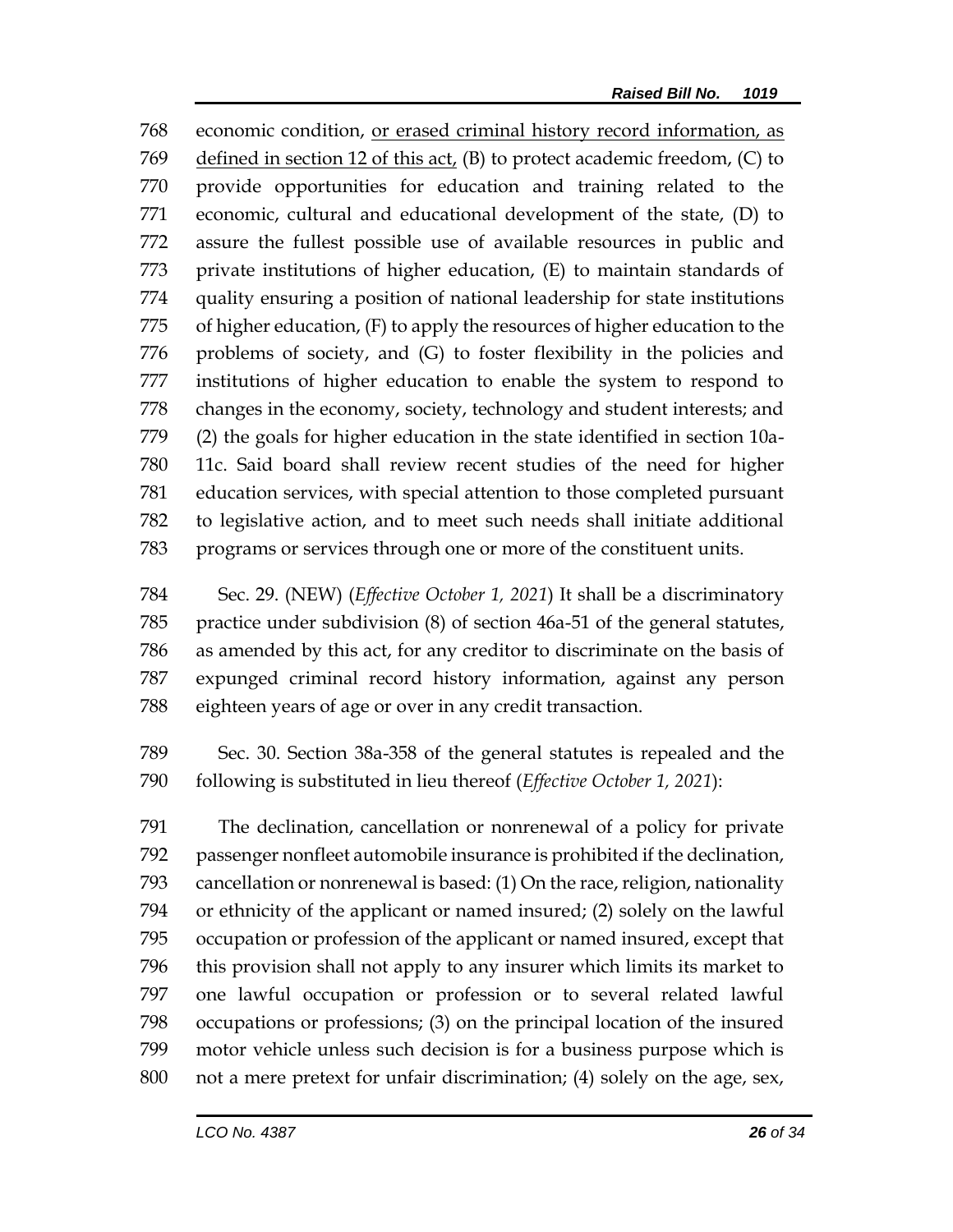economic condition, <u>or erased criminal history record information, as defined in section 12 of this act</u>, (B) to protect academic freedom, (C) to provide opportunities for education and training related to the economic, cultural and educational development of the state, (D) to assure the fullest possible use of available resources in public and private institutions of higher education, (E) to maintain standards of quality ensuring a position of national leadership for state institutions of higher education, (F) to apply the resources of higher education to the problems of society, and (G) to foster flexibility in the policies and institutions of higher education to enable the system to respond to changes in the economy, society, technology and student interests; and (2) the goals for higher education in the state identified in section 10a-11c. Said board shall review recent studies of the need for higher education services, with special attention to those completed pursuant to legislative action, and to meet such needs shall initiate additional programs or services through one or more of the constituent units.

Sec. 29. (NEW) (*Effective October 1, 2021*) It shall be a discriminatory practice under subdivision (8) of section 46a-51 of the general statutes, as amended by this act, for any creditor to discriminate on the basis of expunged criminal record history information, against any person eighteen years of age or over in any credit transaction.

Sec. 30. Section 38a-358 of the general statutes is repealed and the following is substituted in lieu thereof (*Effective October 1, 2021*):

The declination, cancellation or nonrenewal of a policy for private passenger nonfleet automobile insurance is prohibited if the declination, cancellation or nonrenewal is based: (1) On the race, religion, nationality or ethnicity of the applicant or named insured; (2) solely on the lawful occupation or profession of the applicant or named insured, except that this provision shall not apply to any insurer which limits its market to one lawful occupation or profession or to several related lawful occupations or professions; (3) on the principal location of the insured motor vehicle unless such decision is for a business purpose which is not a mere pretext for unfair discrimination; (4) solely on the age, sex,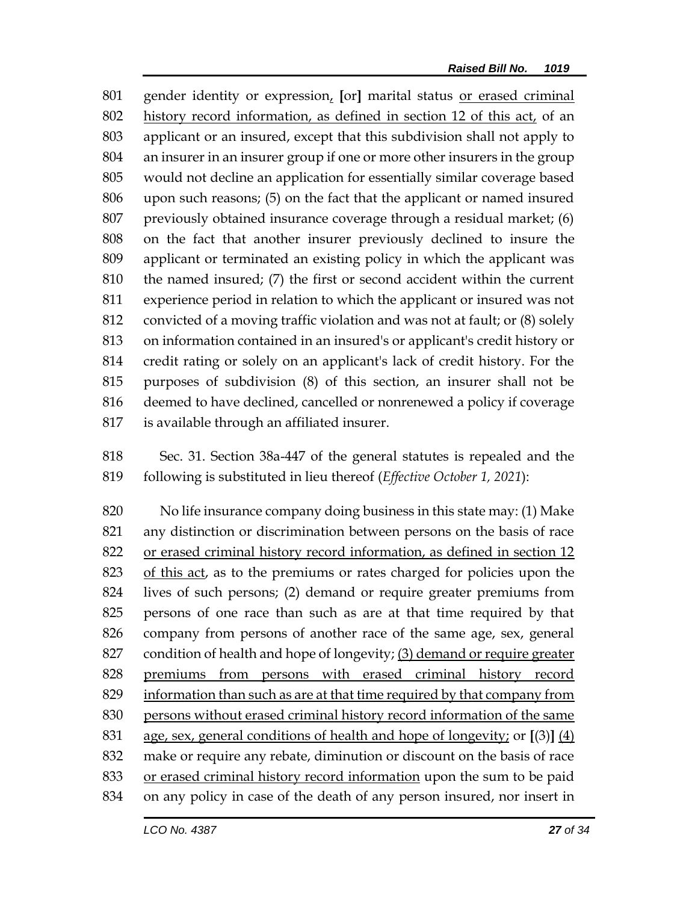801 gender identity or expression, [or] marital status or erased criminal
802 history record information, as defined in section 12 of this act, of an
803 applicant or an insured, except that this subdivision shall not apply to
804 an insurer in an insurer group if one or more other insurers in the group
805 would not decline an application for essentially similar coverage based
806 upon such reasons; (5) on the fact that the applicant or named insured
807 previously obtained insurance coverage through a residual market; (6)
808 on the fact that another insurer previously declined to insure the
809 applicant or terminated an existing policy in which the applicant was
810 the named insured; (7) the first or second accident within the current
811 experience period in relation to which the applicant or insured was not
812 convicted of a moving traffic violation and was not at fault; or (8) solely
813 on information contained in an insured's or applicant's credit history or
814 credit rating or solely on an applicant's lack of credit history. For the
815 purposes of subdivision (8) of this section, an insurer shall not be
816 deemed to have declined, cancelled or nonrenewed a policy if coverage
817 is available through an affiliated insurer.

818 Sec. 31. Section 38a-447 of the general statutes is repealed and the
819 following is substituted in lieu thereof (*Effective October 1, 2021*):

820 No life insurance company doing business in this state may: (1) Make
821 any distinction or discrimination between persons on the basis of race
822 or erased criminal history record information, as defined in section 12
823 of this act, as to the premiums or rates charged for policies upon the
824 lives of such persons; (2) demand or require greater premiums from
825 persons of one race than such as are at that time required by that
826 company from persons of another race of the same age, sex, general
827 condition of health and hope of longevity; (3) demand or require greater
828 premiums from persons with erased criminal history record
829 information than such as are at that time required by that company from
830 persons without erased criminal history record information of the same
831 age, sex, general conditions of health and hope of longevity; or [(3)] (4)
832 make or require any rebate, diminution or discount on the basis of race
833 or erased criminal history record information upon the sum to be paid
834 on any policy in case of the death of any person insured, nor insert in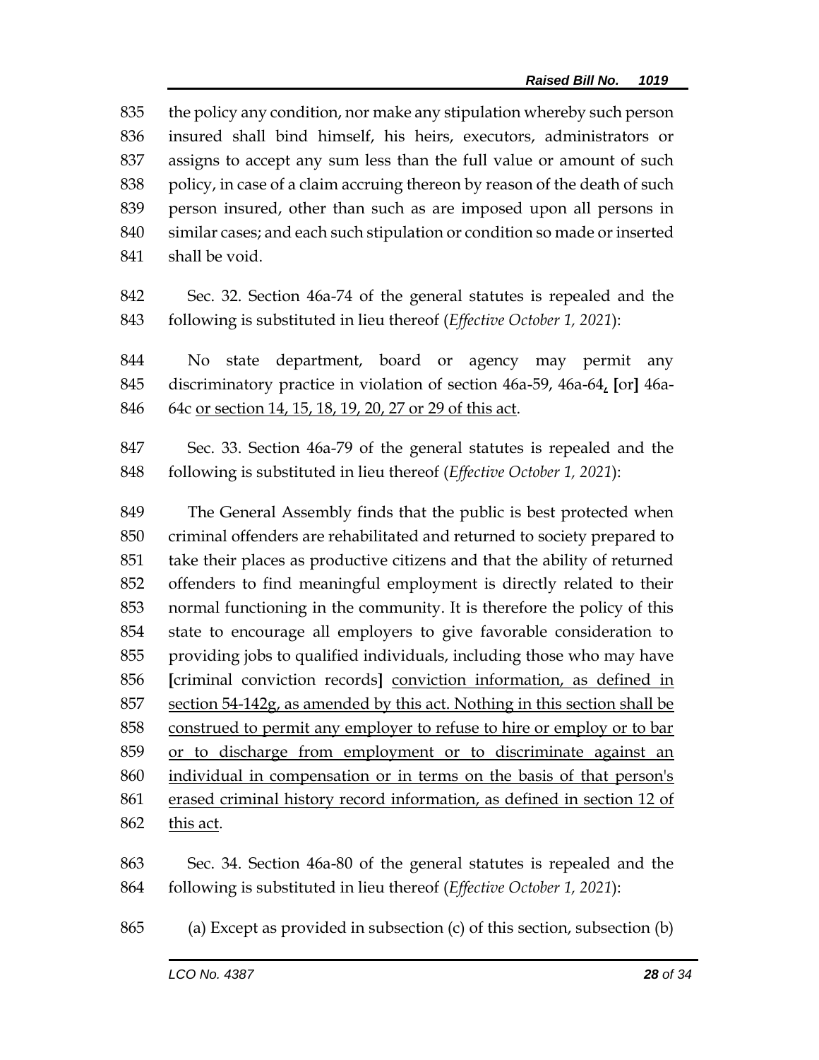835 the policy any condition, nor make any stipulation whereby such person
836 insured shall bind himself, his heirs, executors, administrators or
837 assigns to accept any sum less than the full value or amount of such
838 policy, in case of a claim accruing thereon by reason of the death of such
839 person insured, other than such as are imposed upon all persons in
840 similar cases; and each such stipulation or condition so made or inserted
841 shall be void.

842 Sec. 32. Section 46a-74 of the general statutes is repealed and the
843 following is substituted in lieu thereof (*Effective October 1, 2021*):

844 No state department, board or agency may permit any
845 discriminatory practice in violation of section 46a-59, 46a-64, **[**or**]** 46a-
846 64c or section 14, 15, 18, 19, 20, 27 or 29 of this act.

847 Sec. 33. Section 46a-79 of the general statutes is repealed and the
848 following is substituted in lieu thereof (*Effective October 1, 2021*):

849 The General Assembly finds that the public is best protected when
850 criminal offenders are rehabilitated and returned to society prepared to
851 take their places as productive citizens and that the ability of returned
852 offenders to find meaningful employment is directly related to their
853 normal functioning in the community. It is therefore the policy of this
854 state to encourage all employers to give favorable consideration to
855 providing jobs to qualified individuals, including those who may have
856 **[**criminal conviction records**]** conviction information, as defined in
857 section 54-142g, as amended by this act. Nothing in this section shall be
858 construed to permit any employer to refuse to hire or employ or to bar
859 or to discharge from employment or to discriminate against an
860 individual in compensation or in terms on the basis of that person's
861 erased criminal history record information, as defined in section 12 of
862 this act.

863 Sec. 34. Section 46a-80 of the general statutes is repealed and the
864 following is substituted in lieu thereof (*Effective October 1, 2021*):

865 (a) Except as provided in subsection (c) of this section, subsection (b)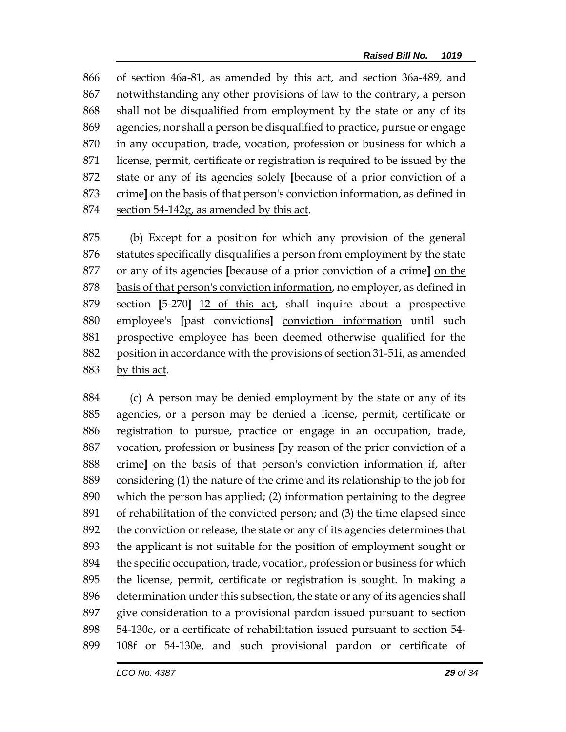of section 46a-81, as amended by this act, and section 36a-489, and notwithstanding any other provisions of law to the contrary, a person shall not be disqualified from employment by the state or any of its agencies, nor shall a person be disqualified to practice, pursue or engage in any occupation, trade, vocation, profession or business for which a license, permit, certificate or registration is required to be issued by the state or any of its agencies solely **[**because of a prior conviction of a crime**]** on the basis of that person's conviction information, as defined in section 54-142g, as amended by this act.

(b) Except for a position for which any provision of the general statutes specifically disqualifies a person from employment by the state or any of its agencies **[**because of a prior conviction of a crime**]** on the basis of that person's conviction information, no employer, as defined in section **[**5-270**]** 12 of this act, shall inquire about a prospective employee's **[**past convictions**]** conviction information until such prospective employee has been deemed otherwise qualified for the position in accordance with the provisions of section 31-51i, as amended by this act.

(c) A person may be denied employment by the state or any of its agencies, or a person may be denied a license, permit, certificate or registration to pursue, practice or engage in an occupation, trade, vocation, profession or business **[**by reason of the prior conviction of a crime**]** on the basis of that person's conviction information if, after considering (1) the nature of the crime and its relationship to the job for which the person has applied; (2) information pertaining to the degree of rehabilitation of the convicted person; and (3) the time elapsed since the conviction or release, the state or any of its agencies determines that the applicant is not suitable for the position of employment sought or the specific occupation, trade, vocation, profession or business for which the license, permit, certificate or registration is sought. In making a determination under this subsection, the state or any of its agencies shall give consideration to a provisional pardon issued pursuant to section 54-130e, or a certificate of rehabilitation issued pursuant to section 54-108f or 54-130e, and such provisional pardon or certificate of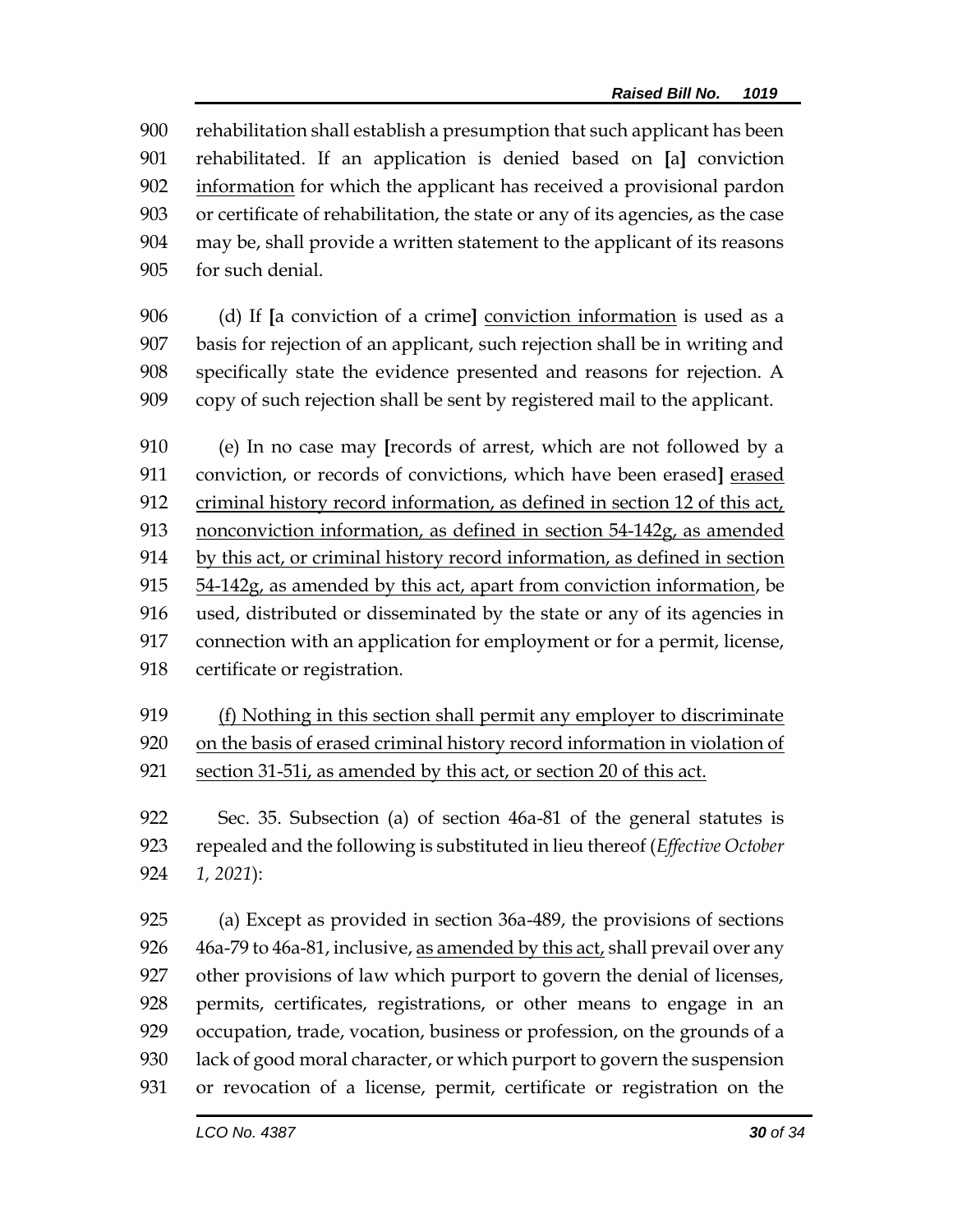rehabilitation shall establish a presumption that such applicant has been rehabilitated. If an application is denied based on [a] conviction <u>information</u> for which the applicant has received a provisional pardon or certificate of rehabilitation, the state or any of its agencies, as the case may be, shall provide a written statement to the applicant of its reasons for such denial.

(d) If [a conviction of a crime] <u>conviction information</u> is used as a basis for rejection of an applicant, such rejection shall be in writing and specifically state the evidence presented and reasons for rejection. A copy of such rejection shall be sent by registered mail to the applicant.

(e) In no case may [records of arrest, which are not followed by a conviction, or records of convictions, which have been erased] <u>erased criminal history record information, as defined in section 12 of this act, nonconviction information, as defined in section 54-142g, as amended by this act, or criminal history record information, as defined in section 54-142g, as amended by this act, apart from conviction information</u>, be used, distributed or disseminated by the state or any of its agencies in connection with an application for employment or for a permit, license, certificate or registration.

<u>(f) Nothing in this section shall permit any employer to discriminate on the basis of erased criminal history record information in violation of section 31-51i, as amended by this act, or section 20 of this act.</u>

Sec. 35. Subsection (a) of section 46a-81 of the general statutes is repealed and the following is substituted in lieu thereof (*Effective October 1, 2021*):

(a) Except as provided in section 36a-489, the provisions of sections 46a-79 to 46a-81, inclusive, <u>as amended by this act,</u> shall prevail over any other provisions of law which purport to govern the denial of licenses, permits, certificates, registrations, or other means to engage in an occupation, trade, vocation, business or profession, on the grounds of a lack of good moral character, or which purport to govern the suspension or revocation of a license, permit, certificate or registration on the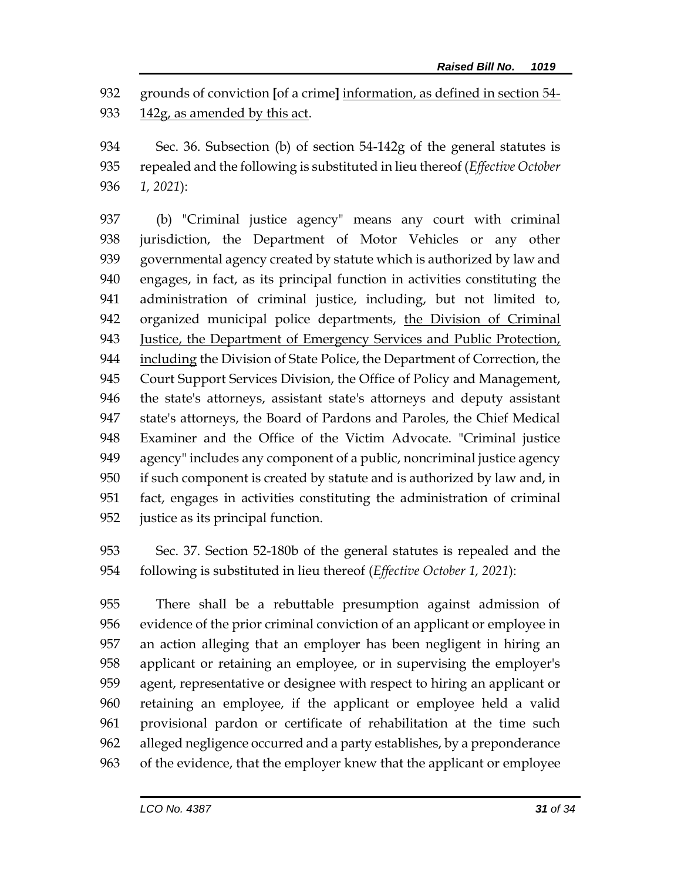932 grounds of conviction [of a crime] <u>information, as defined in section 54-</u>
933 <u>142g, as amended by this act</u>.

934 Sec. 36. Subsection (b) of section 54-142g of the general statutes is
935 repealed and the following is substituted in lieu thereof (*Effective October*
936 *1, 2021*):

937 (b) "Criminal justice agency" means any court with criminal
938 jurisdiction, the Department of Motor Vehicles or any other
939 governmental agency created by statute which is authorized by law and
940 engages, in fact, as its principal function in activities constituting the
941 administration of criminal justice, including, but not limited to,
942 organized municipal police departments, <u>the Division of Criminal</u>
943 <u>Justice, the Department of Emergency Services and Public Protection,</u>
944 <u>including</u> the Division of State Police, the Department of Correction, the
945 Court Support Services Division, the Office of Policy and Management,
946 the state's attorneys, assistant state's attorneys and deputy assistant
947 state's attorneys, the Board of Pardons and Paroles, the Chief Medical
948 Examiner and the Office of the Victim Advocate. "Criminal justice
949 agency" includes any component of a public, noncriminal justice agency
950 if such component is created by statute and is authorized by law and, in
951 fact, engages in activities constituting the administration of criminal
952 justice as its principal function.

953 Sec. 37. Section 52-180b of the general statutes is repealed and the
954 following is substituted in lieu thereof (*Effective October 1, 2021*):

955 There shall be a rebuttable presumption against admission of
956 evidence of the prior criminal conviction of an applicant or employee in
957 an action alleging that an employer has been negligent in hiring an
958 applicant or retaining an employee, or in supervising the employer's
959 agent, representative or designee with respect to hiring an applicant or
960 retaining an employee, if the applicant or employee held a valid
961 provisional pardon or certificate of rehabilitation at the time such
962 alleged negligence occurred and a party establishes, by a preponderance
963 of the evidence, that the employer knew that the applicant or employee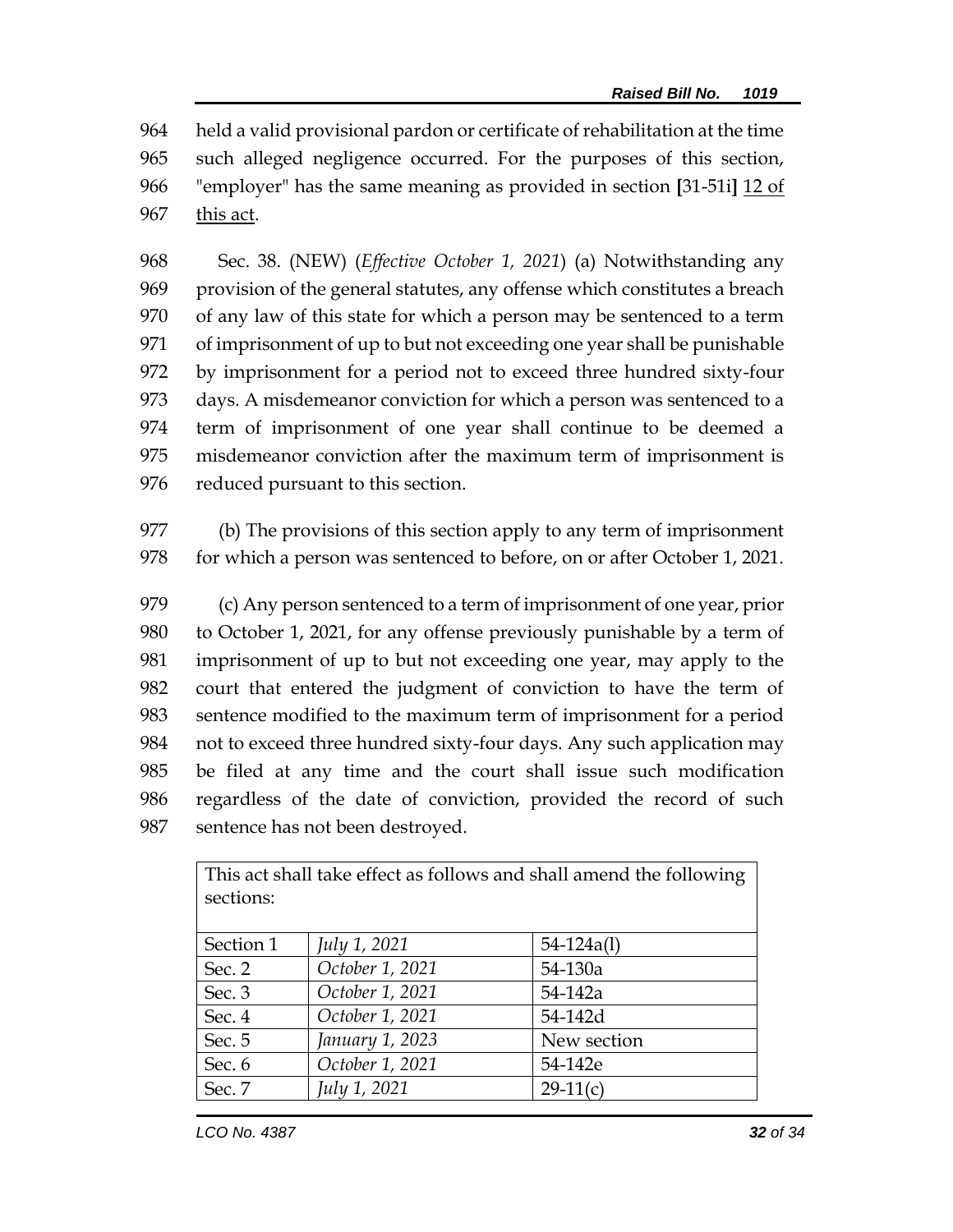964 held a valid provisional pardon or certificate of rehabilitation at the time
965 such alleged negligence occurred. For the purposes of this section,
966 "employer" has the same meaning as provided in section **[**31-51i**]** <u>12 of</u>
967 <u>this act</u>.

968 Sec. 38. (NEW) (*Effective October 1, 2021*) (a) Notwithstanding any
969 provision of the general statutes, any offense which constitutes a breach
970 of any law of this state for which a person may be sentenced to a term
971 of imprisonment of up to but not exceeding one year shall be punishable
972 by imprisonment for a period not to exceed three hundred sixty-four
973 days. A misdemeanor conviction for which a person was sentenced to a
974 term of imprisonment of one year shall continue to be deemed a
975 misdemeanor conviction after the maximum term of imprisonment is
976 reduced pursuant to this section.

977 (b) The provisions of this section apply to any term of imprisonment
978 for which a person was sentenced to before, on or after October 1, 2021.

979 (c) Any person sentenced to a term of imprisonment of one year, prior
980 to October 1, 2021, for any offense previously punishable by a term of
981 imprisonment of up to but not exceeding one year, may apply to the
982 court that entered the judgment of conviction to have the term of
983 sentence modified to the maximum term of imprisonment for a period
984 not to exceed three hundred sixty-four days. Any such application may
985 be filed at any time and the court shall issue such modification
986 regardless of the date of conviction, provided the record of such
987 sentence has not been destroyed.

| This act shall take effect as follows and shall amend the following sections: | | |
|---|---|---|
| Section 1 | *July 1, 2021* | 54-124a(l) |
| Sec. 2 | *October 1, 2021* | 54-130a |
| Sec. 3 | *October 1, 2021* | 54-142a |
| Sec. 4 | *October 1, 2021* | 54-142d |
| Sec. 5 | *January 1, 2023* | New section |
| Sec. 6 | *October 1, 2021* | 54-142e |
| Sec. 7 | *July 1, 2021* | 29-11(c) |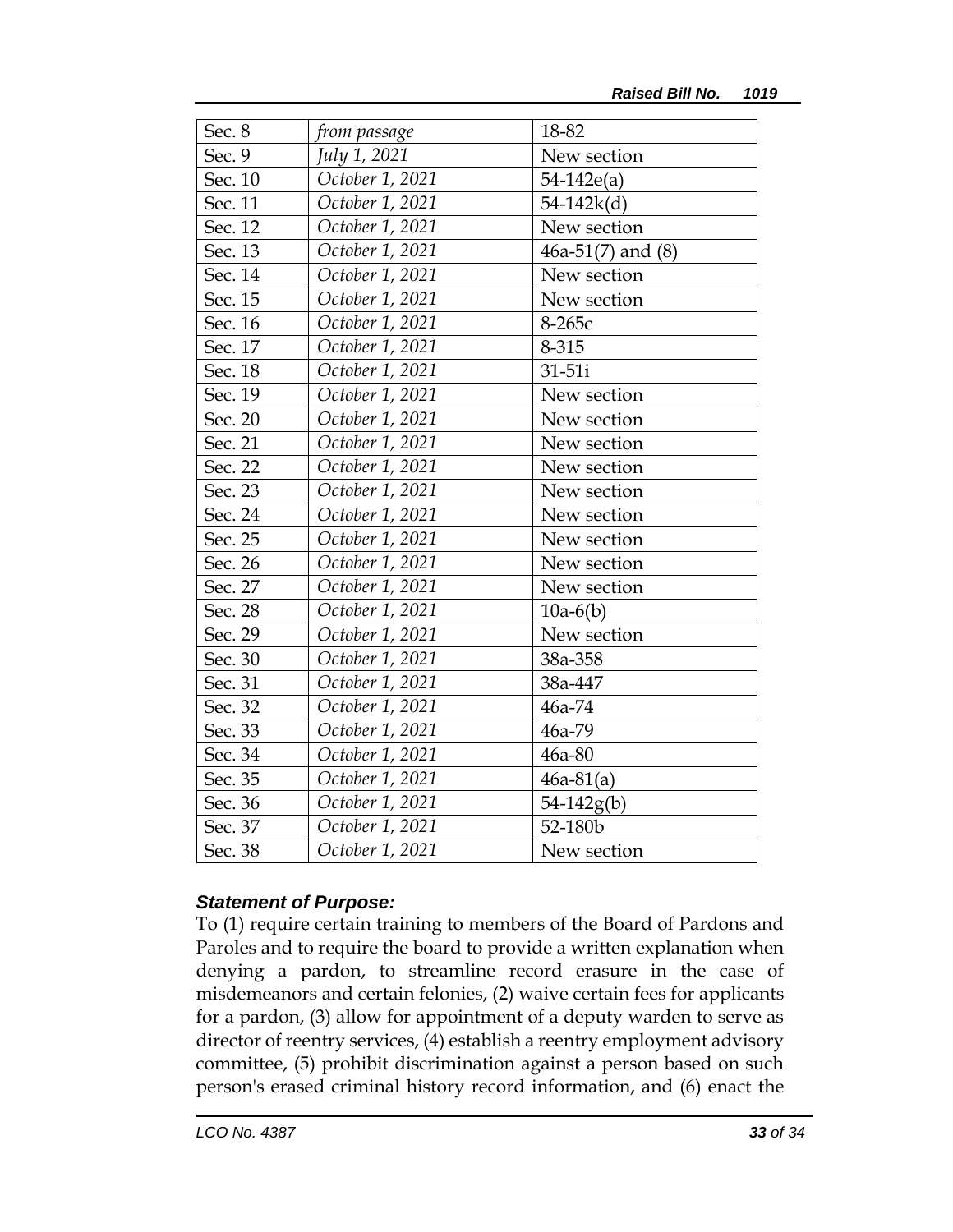| Sec. 8 | *from passage* | 18-82 |
|---|---|---|
| Sec. 9 | *July 1, 2021* | New section |
| Sec. 10 | *October 1, 2021* | 54-142e(a) |
| Sec. 11 | *October 1, 2021* | 54-142k(d) |
| Sec. 12 | *October 1, 2021* | New section |
| Sec. 13 | *October 1, 2021* | 46a-51(7) and (8) |
| Sec. 14 | *October 1, 2021* | New section |
| Sec. 15 | *October 1, 2021* | New section |
| Sec. 16 | *October 1, 2021* | 8-265c |
| Sec. 17 | *October 1, 2021* | 8-315 |
| Sec. 18 | *October 1, 2021* | 31-51i |
| Sec. 19 | *October 1, 2021* | New section |
| Sec. 20 | *October 1, 2021* | New section |
| Sec. 21 | *October 1, 2021* | New section |
| Sec. 22 | *October 1, 2021* | New section |
| Sec. 23 | *October 1, 2021* | New section |
| Sec. 24 | *October 1, 2021* | New section |
| Sec. 25 | *October 1, 2021* | New section |
| Sec. 26 | *October 1, 2021* | New section |
| Sec. 27 | *October 1, 2021* | New section |
| Sec. 28 | *October 1, 2021* | 10a-6(b) |
| Sec. 29 | *October 1, 2021* | New section |
| Sec. 30 | *October 1, 2021* | 38a-358 |
| Sec. 31 | *October 1, 2021* | 38a-447 |
| Sec. 32 | *October 1, 2021* | 46a-74 |
| Sec. 33 | *October 1, 2021* | 46a-79 |
| Sec. 34 | *October 1, 2021* | 46a-80 |
| Sec. 35 | *October 1, 2021* | 46a-81(a) |
| Sec. 36 | *October 1, 2021* | 54-142g(b) |
| Sec. 37 | *October 1, 2021* | 52-180b |
| Sec. 38 | *October 1, 2021* | New section |

***Statement of Purpose:***

To (1) require certain training to members of the Board of Pardons and Paroles and to require the board to provide a written explanation when denying a pardon, to streamline record erasure in the case of misdemeanors and certain felonies, (2) waive certain fees for applicants for a pardon, (3) allow for appointment of a deputy warden to serve as director of reentry services, (4) establish a reentry employment advisory committee, (5) prohibit discrimination against a person based on such person's erased criminal history record information, and (6) enact the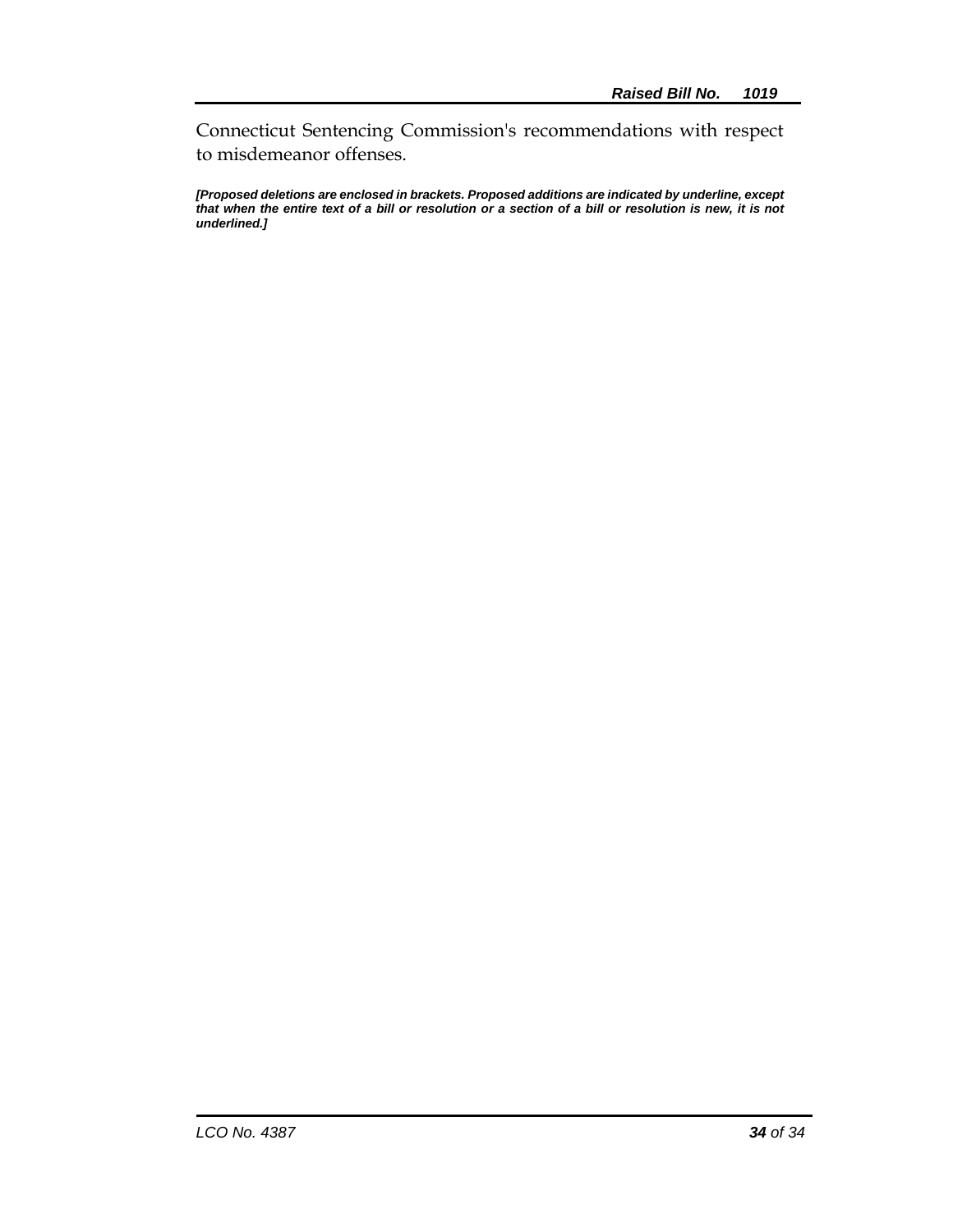Connecticut Sentencing Commission's recommendations with respect to misdemeanor offenses.

***[Proposed deletions are enclosed in brackets. Proposed additions are indicated by underline, except that when the entire text of a bill or resolution or a section of a bill or resolution is new, it is not underlined.]***